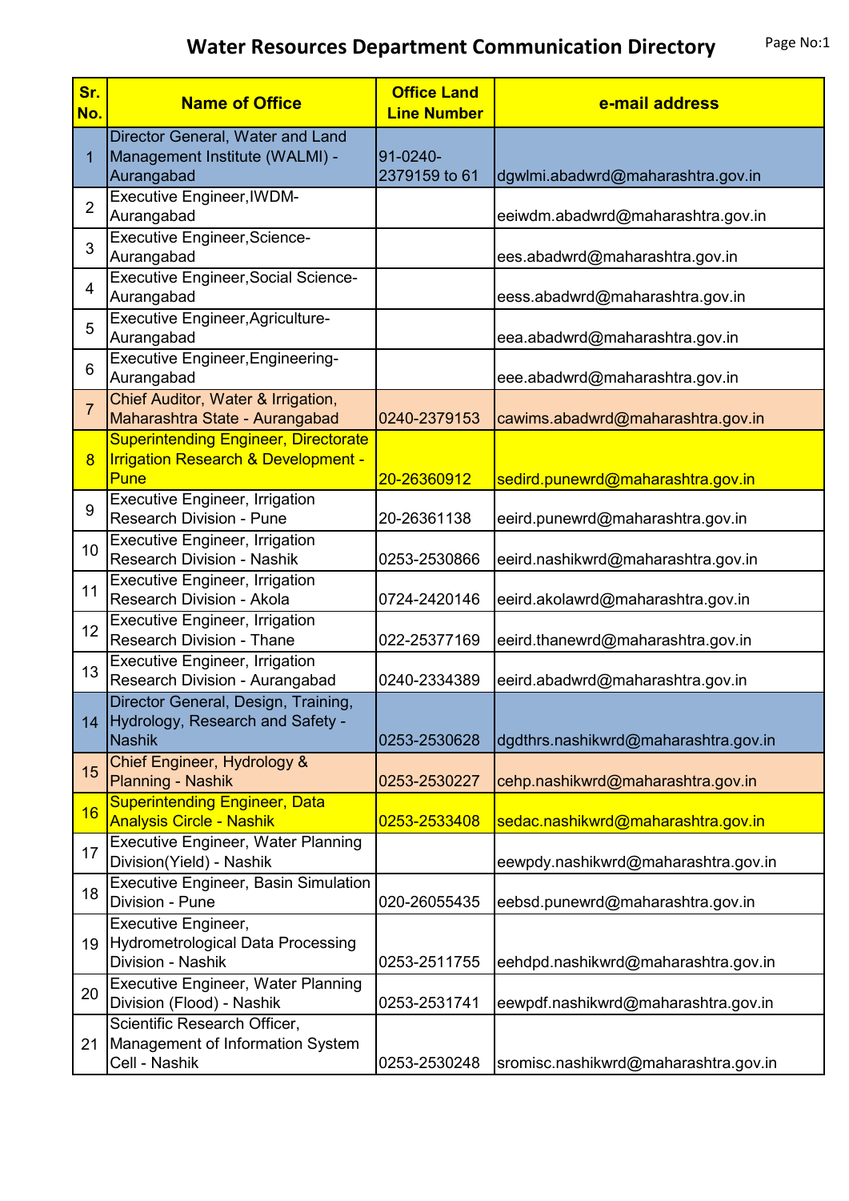# Water Resources Department Communication Directory

| Sr. No. | Name of Office | Office Land Line Number | e-mail address |
|---|---|---|---|
| 1 | Director General, Water and Land Management Institute (WALMI) - Aurangabad | 91-0240-2379159 to 61 | dgwlmi.abadwrd@maharashtra.gov.in |
| 2 | Executive Engineer,IWDM-Aurangabad | | eeiwdm.abadwrd@maharashtra.gov.in |
| 3 | Executive Engineer,Science-Aurangabad | | ees.abadwrd@maharashtra.gov.in |
| 4 | Executive Engineer,Social Science-Aurangabad | | eess.abadwrd@maharashtra.gov.in |
| 5 | Executive Engineer,Agriculture-Aurangabad | | eea.abadwrd@maharashtra.gov.in |
| 6 | Executive Engineer,Engineering-Aurangabad | | eee.abadwrd@maharashtra.gov.in |
| 7 | Chief Auditor, Water & Irrigation, Maharashtra State - Aurangabad | 0240-2379153 | cawims.abadwrd@maharashtra.gov.in |
| 8 | Superintending Engineer, Directorate Irrigation Research & Development - Pune | 20-26360912 | sedird.punewrd@maharashtra.gov.in |
| 9 | Executive Engineer, Irrigation Research Division - Pune | 20-26361138 | eeird.punewrd@maharashtra.gov.in |
| 10 | Executive Engineer, Irrigation Research Division - Nashik | 0253-2530866 | eeird.nashikwrd@maharashtra.gov.in |
| 11 | Executive Engineer, Irrigation Research Division - Akola | 0724-2420146 | eeird.akolawrd@maharashtra.gov.in |
| 12 | Executive Engineer, Irrigation Research Division - Thane | 022-25377169 | eeird.thanewrd@maharashtra.gov.in |
| 13 | Executive Engineer, Irrigation Research Division - Aurangabad | 0240-2334389 | eeird.abadwrd@maharashtra.gov.in |
| 14 | Director General, Design, Training, Hydrology, Research and Safety - Nashik | 0253-2530628 | dgdthrs.nashikwrd@maharashtra.gov.in |
| 15 | Chief Engineer, Hydrology & Planning - Nashik | 0253-2530227 | cehp.nashikwrd@maharashtra.gov.in |
| 16 | Superintending Engineer, Data Analysis Circle - Nashik | 0253-2533408 | sedac.nashikwrd@maharashtra.gov.in |
| 17 | Executive Engineer, Water Planning Division(Yield) - Nashik | | eewpdy.nashikwrd@maharashtra.gov.in |
| 18 | Executive Engineer, Basin Simulation Division - Pune | 020-26055435 | eebsd.punewrd@maharashtra.gov.in |
| 19 | Executive Engineer, Hydrometrological Data Processing Division - Nashik | 0253-2511755 | eehdpd.nashikwrd@maharashtra.gov.in |
| 20 | Executive Engineer, Water Planning Division (Flood) - Nashik | 0253-2531741 | eewpdf.nashikwrd@maharashtra.gov.in |
| 21 | Scientific Research Officer, Management of Information System Cell - Nashik | 0253-2530248 | sromisc.nashikwrd@maharashtra.gov.in |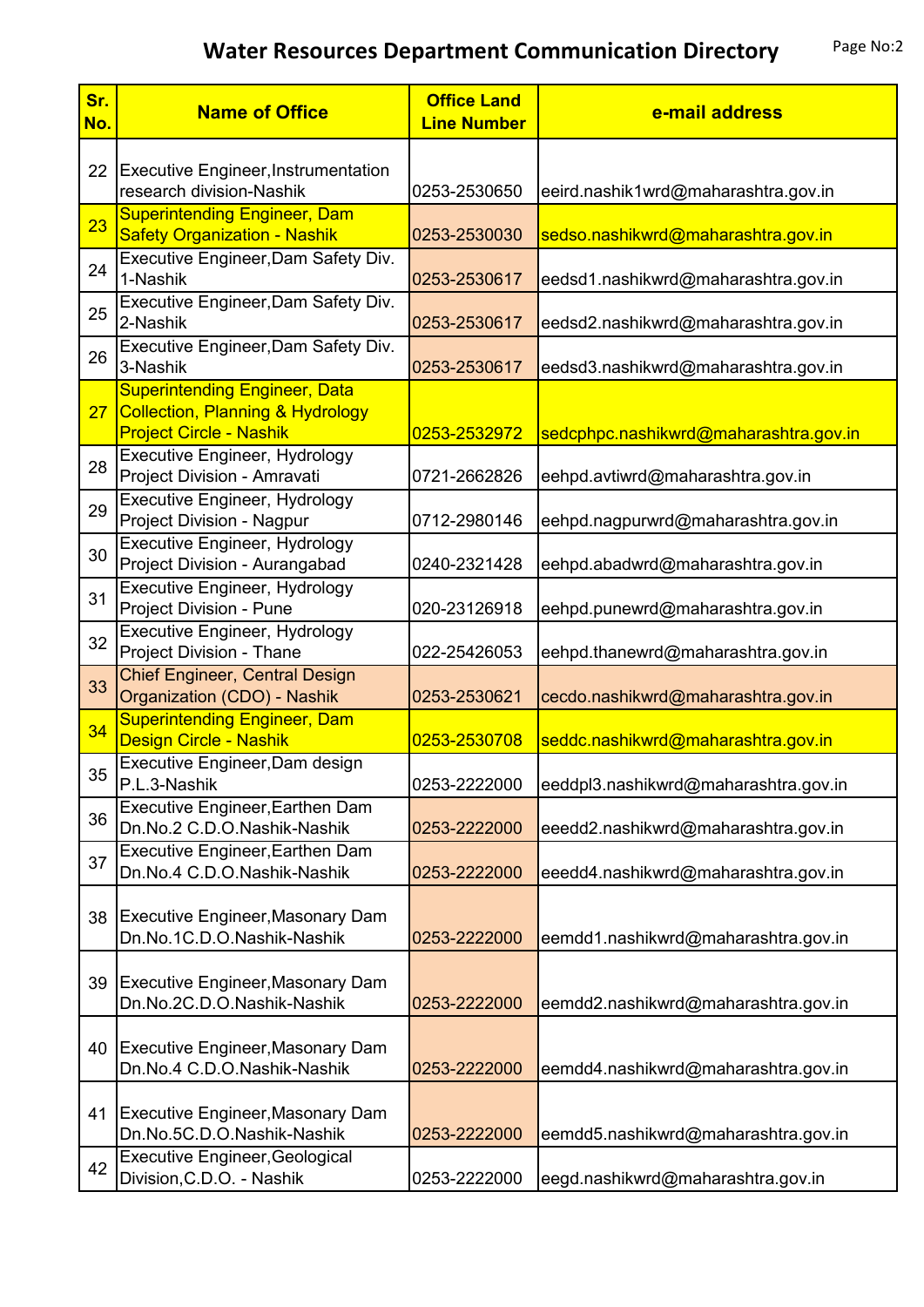# Water Resources Department Communication Directory

| Sr. No. | Name of Office | Office Land Line Number | e-mail address |
|---|---|---|---|
| 22 | Executive Engineer,Instrumentation research division-Nashik | 0253-2530650 | eeird.nashik1wrd@maharashtra.gov.in |
| 23 | Superintending Engineer, Dam Safety Organization - Nashik | 0253-2530030 | sedso.nashikwrd@maharashtra.gov.in |
| 24 | Executive Engineer,Dam Safety Div. 1-Nashik | 0253-2530617 | eedsd1.nashikwrd@maharashtra.gov.in |
| 25 | Executive Engineer,Dam Safety Div. 2-Nashik | 0253-2530617 | eedsd2.nashikwrd@maharashtra.gov.in |
| 26 | Executive Engineer,Dam Safety Div. 3-Nashik | 0253-2530617 | eedsd3.nashikwrd@maharashtra.gov.in |
| 27 | Superintending Engineer, Data Collection, Planning & Hydrology Project Circle - Nashik | 0253-2532972 | sedcphpc.nashikwrd@maharashtra.gov.in |
| 28 | Executive Engineer, Hydrology Project Division - Amravati | 0721-2662826 | eehpd.avtiwrd@maharashtra.gov.in |
| 29 | Executive Engineer, Hydrology Project Division - Nagpur | 0712-2980146 | eehpd.nagpurwrd@maharashtra.gov.in |
| 30 | Executive Engineer, Hydrology Project Division - Aurangabad | 0240-2321428 | eehpd.abadwrd@maharashtra.gov.in |
| 31 | Executive Engineer, Hydrology Project Division - Pune | 020-23126918 | eehpd.punewrd@maharashtra.gov.in |
| 32 | Executive Engineer, Hydrology Project Division - Thane | 022-25426053 | eehpd.thanewrd@maharashtra.gov.in |
| 33 | Chief Engineer, Central Design Organization (CDO) - Nashik | 0253-2530621 | cecdo.nashikwrd@maharashtra.gov.in |
| 34 | Superintending Engineer, Dam Design Circle - Nashik | 0253-2530708 | seddc.nashikwrd@maharashtra.gov.in |
| 35 | Executive Engineer,Dam design P.L.3-Nashik | 0253-2222000 | eeddpl3.nashikwrd@maharashtra.gov.in |
| 36 | Executive Engineer,Earthen Dam Dn.No.2 C.D.O.Nashik-Nashik | 0253-2222000 | eeedd2.nashikwrd@maharashtra.gov.in |
| 37 | Executive Engineer,Earthen Dam Dn.No.4 C.D.O.Nashik-Nashik | 0253-2222000 | eeedd4.nashikwrd@maharashtra.gov.in |
| 38 | Executive Engineer,Masonary Dam Dn.No.1C.D.O.Nashik-Nashik | 0253-2222000 | eemdd1.nashikwrd@maharashtra.gov.in |
| 39 | Executive Engineer,Masonary Dam Dn.No.2C.D.O.Nashik-Nashik | 0253-2222000 | eemdd2.nashikwrd@maharashtra.gov.in |
| 40 | Executive Engineer,Masonary Dam Dn.No.4 C.D.O.Nashik-Nashik | 0253-2222000 | eemdd4.nashikwrd@maharashtra.gov.in |
| 41 | Executive Engineer,Masonary Dam Dn.No.5C.D.O.Nashik-Nashik | 0253-2222000 | eemdd5.nashikwrd@maharashtra.gov.in |
| 42 | Executive Engineer,Geological Division,C.D.O. - Nashik | 0253-2222000 | eegd.nashikwrd@maharashtra.gov.in |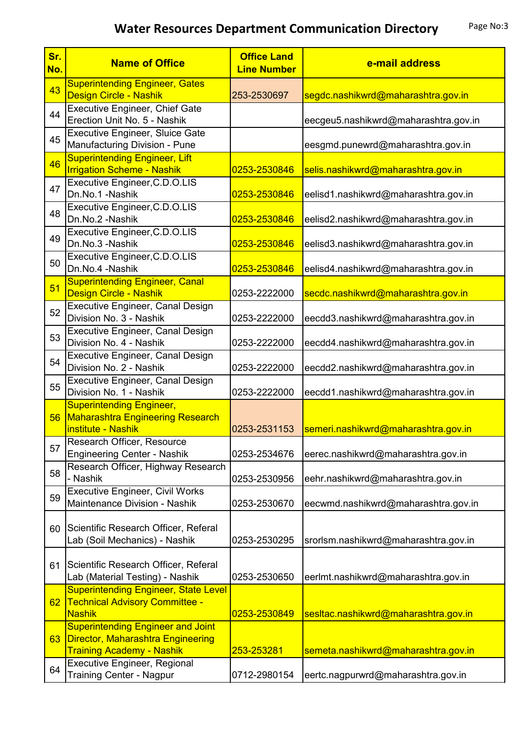# Water Resources Department Communication Directory

| Sr. No. | Name of Office | Office Land Line Number | e-mail address |
|---|---|---|---|
| 43 | Superintending Engineer, Gates Design Circle - Nashik | 253-2530697 | segdc.nashikwrd@maharashtra.gov.in |
| 44 | Executive Engineer, Chief Gate Erection Unit No. 5 - Nashik | | eecgeu5.nashikwrd@maharashtra.gov.in |
| 45 | Executive Engineer, Sluice Gate Manufacturing Division - Pune | | eesgmd.punewrd@maharashtra.gov.in |
| 46 | Superintending Engineer, Lift Irrigation Scheme - Nashik | 0253-2530846 | selis.nashikwrd@maharashtra.gov.in |
| 47 | Executive Engineer,C.D.O.LIS Dn.No.1 -Nashik | 0253-2530846 | eelisd1.nashikwrd@maharashtra.gov.in |
| 48 | Executive Engineer,C.D.O.LIS Dn.No.2 -Nashik | 0253-2530846 | eelisd2.nashikwrd@maharashtra.gov.in |
| 49 | Executive Engineer,C.D.O.LIS Dn.No.3 -Nashik | 0253-2530846 | eelisd3.nashikwrd@maharashtra.gov.in |
| 50 | Executive Engineer,C.D.O.LIS Dn.No.4 -Nashik | 0253-2530846 | eelisd4.nashikwrd@maharashtra.gov.in |
| 51 | Superintending Engineer, Canal Design Circle - Nashik | 0253-2222000 | secdc.nashikwrd@maharashtra.gov.in |
| 52 | Executive Engineer, Canal Design Division No. 3 - Nashik | 0253-2222000 | eecdd3.nashikwrd@maharashtra.gov.in |
| 53 | Executive Engineer, Canal Design Division No. 4 - Nashik | 0253-2222000 | eecdd4.nashikwrd@maharashtra.gov.in |
| 54 | Executive Engineer, Canal Design Division No. 2 - Nashik | 0253-2222000 | eecdd2.nashikwrd@maharashtra.gov.in |
| 55 | Executive Engineer, Canal Design Division No. 1 - Nashik | 0253-2222000 | eecdd1.nashikwrd@maharashtra.gov.in |
| 56 | Superintending Engineer, Maharashtra Engineering Research institute - Nashik | 0253-2531153 | semeri.nashikwrd@maharashtra.gov.in |
| 57 | Research Officer, Resource Engineering Center - Nashik | 0253-2534676 | eerec.nashikwrd@maharashtra.gov.in |
| 58 | Research Officer, Highway Research - Nashik | 0253-2530956 | eehr.nashikwrd@maharashtra.gov.in |
| 59 | Executive Engineer, Civil Works Maintenance Division - Nashik | 0253-2530670 | eecwmd.nashikwrd@maharashtra.gov.in |
| 60 | Scientific Research Officer, Referal Lab (Soil Mechanics) - Nashik | 0253-2530295 | srorlsm.nashikwrd@maharashtra.gov.in |
| 61 | Scientific Research Officer, Referal Lab (Material Testing) - Nashik | 0253-2530650 | eerlmt.nashikwrd@maharashtra.gov.in |
| 62 | Superintending Engineer, State Level Technical Advisory Committee - Nashik | 0253-2530849 | sesltac.nashikwrd@maharashtra.gov.in |
| 63 | Superintending Engineer and Joint Director, Maharashtra Engineering Training Academy - Nashik | 253-253281 | semeta.nashikwrd@maharashtra.gov.in |
| 64 | Executive Engineer, Regional Training Center - Nagpur | 0712-2980154 | eertc.nagpurwrd@maharashtra.gov.in |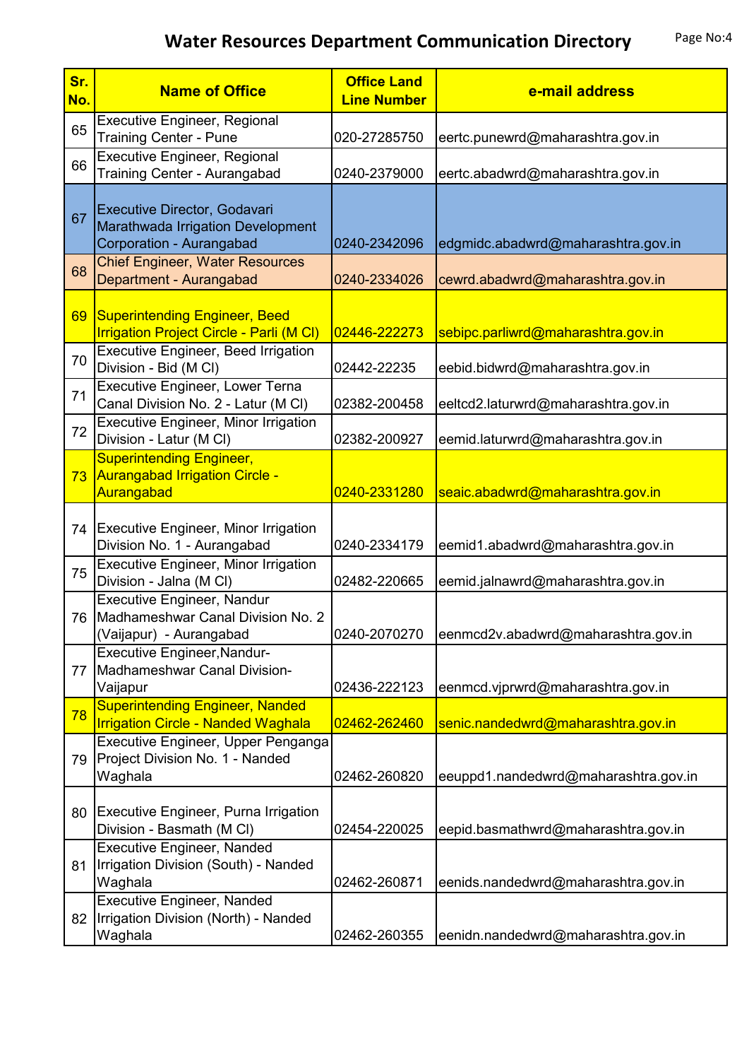# Water Resources Department Communication Directory

| Sr. No. | Name of Office | Office Land Line Number | e-mail address |
|---|---|---|---|
| 65 | Executive Engineer, Regional Training Center - Pune | 020-27285750 | eertc.punewrd@maharashtra.gov.in |
| 66 | Executive Engineer, Regional Training Center - Aurangabad | 0240-2379000 | eertc.abadwrd@maharashtra.gov.in |
| 67 | Executive Director, Godavari Marathwada Irrigation Development Corporation - Aurangabad | 0240-2342096 | edgmidc.abadwrd@maharashtra.gov.in |
| 68 | Chief Engineer, Water Resources Department - Aurangabad | 0240-2334026 | cewrd.abadwrd@maharashtra.gov.in |
| 69 | Superintending Engineer, Beed Irrigation Project Circle - Parli (M Cl) | 02446-222273 | sebipc.parliwrd@maharashtra.gov.in |
| 70 | Executive Engineer, Beed Irrigation Division - Bid (M Cl) | 02442-22235 | eebid.bidwrd@maharashtra.gov.in |
| 71 | Executive Engineer, Lower Terna Canal Division No. 2 - Latur (M Cl) | 02382-200458 | eeltcd2.laturwrd@maharashtra.gov.in |
| 72 | Executive Engineer, Minor Irrigation Division - Latur (M Cl) | 02382-200927 | eemid.laturwrd@maharashtra.gov.in |
| 73 | Superintending Engineer, Aurangabad Irrigation Circle - Aurangabad | 0240-2331280 | seaic.abadwrd@maharashtra.gov.in |
| 74 | Executive Engineer, Minor Irrigation Division No. 1 - Aurangabad | 0240-2334179 | eemid1.abadwrd@maharashtra.gov.in |
| 75 | Executive Engineer, Minor Irrigation Division - Jalna (M Cl) | 02482-220665 | eemid.jalnawrd@maharashtra.gov.in |
| 76 | Executive Engineer, Nandur Madhameshwar Canal Division No. 2 (Vaijapur) - Aurangabad | 0240-2070270 | eenmcd2v.abadwrd@maharashtra.gov.in |
| 77 | Executive Engineer,Nandur-Madhameshwar Canal Division-Vaijapur | 02436-222123 | eenmcd.vjprwrd@maharashtra.gov.in |
| 78 | Superintending Engineer, Nanded Irrigation Circle - Nanded Waghala | 02462-262460 | senic.nandedwrd@maharashtra.gov.in |
| 79 | Executive Engineer, Upper Penganga Project Division No. 1 - Nanded Waghala | 02462-260820 | eeuppd1.nandedwrd@maharashtra.gov.in |
| 80 | Executive Engineer, Purna Irrigation Division - Basmath (M Cl) | 02454-220025 | eepid.basmathwrd@maharashtra.gov.in |
| 81 | Executive Engineer, Nanded Irrigation Division (South) - Nanded Waghala | 02462-260871 | eenids.nandedwrd@maharashtra.gov.in |
| 82 | Executive Engineer, Nanded Irrigation Division (North) - Nanded Waghala | 02462-260355 | eenidn.nandedwrd@maharashtra.gov.in |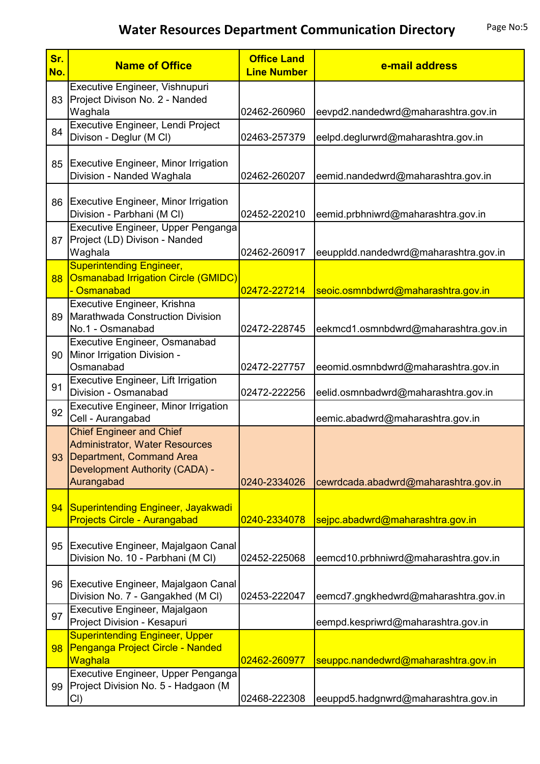# Water Resources Department Communication Directory

| Sr. No. | Name of Office | Office Land Line Number | e-mail address |
|---|---|---|---|
| 83 | Executive Engineer, Vishnupuri Project Divison No. 2 - Nanded Waghala | 02462-260960 | eevpd2.nandedwrd@maharashtra.gov.in |
| 84 | Executive Engineer, Lendi Project Divison - Deglur (M Cl) | 02463-257379 | eelpd.deglurwrd@maharashtra.gov.in |
| 85 | Executive Engineer, Minor Irrigation Division - Nanded Waghala | 02462-260207 | eemid.nandedwrd@maharashtra.gov.in |
| 86 | Executive Engineer, Minor Irrigation Division - Parbhani (M Cl) | 02452-220210 | eemid.prbhniwrd@maharashtra.gov.in |
| 87 | Executive Engineer, Upper Penganga Project (LD) Divison - Nanded Waghala | 02462-260917 | eeuppldd.nandedwrd@maharashtra.gov.in |
| 88 | Superintending Engineer, Osmanabad Irrigation Circle (GMIDC) - Osmanabad | 02472-227214 | seoic.osmnbdwrd@maharashtra.gov.in |
| 89 | Executive Engineer, Krishna Marathwada Construction Division No.1 - Osmanabad | 02472-228745 | eekmcd1.osmnbdwrd@maharashtra.gov.in |
| 90 | Executive Engineer, Osmanabad Minor Irrigation Division - Osmanabad | 02472-227757 | eeomid.osmnbdwrd@maharashtra.gov.in |
| 91 | Executive Engineer, Lift Irrigation Division - Osmanabad | 02472-222256 | eelid.osmnbadwrd@maharashtra.gov.in |
| 92 | Executive Engineer, Minor Irrigation Cell - Aurangabad | | eemic.abadwrd@maharashtra.gov.in |
| 93 | Chief Engineer and Chief Administrator, Water Resources Department, Command Area Development Authority (CADA) - Aurangabad | 0240-2334026 | cewrdcada.abadwrd@maharashtra.gov.in |
| 94 | Superintending Engineer, Jayakwadi Projects Circle - Aurangabad | 0240-2334078 | sejpc.abadwrd@maharashtra.gov.in |
| 95 | Executive Engineer, Majalgaon Canal Division No. 10 - Parbhani (M Cl) | 02452-225068 | eemcd10.prbhniwrd@maharashtra.gov.in |
| 96 | Executive Engineer, Majalgaon Canal Division No. 7 - Gangakhed (M Cl) | 02453-222047 | eemcd7.gngkhedwrd@maharashtra.gov.in |
| 97 | Executive Engineer, Majalgaon Project Division - Kesapuri | | eempd.kespriwrd@maharashtra.gov.in |
| 98 | Superintending Engineer, Upper Penganga Project Circle - Nanded Waghala | 02462-260977 | seuppc.nandedwrd@maharashtra.gov.in |
| 99 | Executive Engineer, Upper Penganga Project Division No. 5 - Hadgaon (M Cl) | 02468-222308 | eeuppd5.hadgnwrd@maharashtra.gov.in |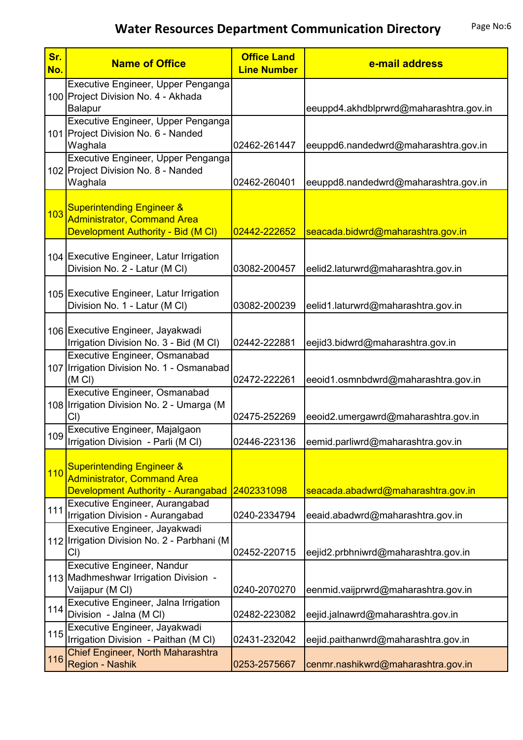# Water Resources Department Communication Directory

| Sr. No. | Name of Office | Office Land Line Number | e-mail address |
|---|---|---|---|
| 100 | Executive Engineer, Upper Penganga Project Division No. 4 - Akhada Balapur | | eeuppd4.akhdblprwrd@maharashtra.gov.in |
| 101 | Executive Engineer, Upper Penganga Project Division No. 6 - Nanded Waghala | 02462-261447 | eeuppd6.nandedwrd@maharashtra.gov.in |
| 102 | Executive Engineer, Upper Penganga Project Division No. 8 - Nanded Waghala | 02462-260401 | eeuppd8.nandedwrd@maharashtra.gov.in |
| 103 | Superintending Engineer & Administrator, Command Area Development Authority - Bid (M Cl) | 02442-222652 | seacada.bidwrd@maharashtra.gov.in |
| 104 | Executive Engineer, Latur Irrigation Division No. 2 - Latur (M Cl) | 03082-200457 | eelid2.laturwrd@maharashtra.gov.in |
| 105 | Executive Engineer, Latur Irrigation Division No. 1 - Latur (M Cl) | 03082-200239 | eelid1.laturwrd@maharashtra.gov.in |
| 106 | Executive Engineer, Jayakwadi Irrigation Division No. 3 - Bid (M Cl) | 02442-222881 | eejid3.bidwrd@maharashtra.gov.in |
| 107 | Executive Engineer, Osmanabad Irrigation Division No. 1 - Osmanabad (M Cl) | 02472-222261 | eeoid1.osmnbdwrd@maharashtra.gov.in |
| 108 | Executive Engineer, Osmanabad Irrigation Division No. 2 - Umarga (M Cl) | 02475-252269 | eeoid2.umergawrd@maharashtra.gov.in |
| 109 | Executive Engineer, Majalgaon Irrigation Division - Parli (M Cl) | 02446-223136 | eemid.parliwrd@maharashtra.gov.in |
| 110 | Superintending Engineer & Administrator, Command Area Development Authority - Aurangabad | 2402331098 | seacada.abadwrd@maharashtra.gov.in |
| 111 | Executive Engineer, Aurangabad Irrigation Division - Aurangabad | 0240-2334794 | eeaid.abadwrd@maharashtra.gov.in |
| 112 | Executive Engineer, Jayakwadi Irrigation Division No. 2 - Parbhani (M Cl) | 02452-220715 | eejid2.prbhniwrd@maharashtra.gov.in |
| 113 | Executive Engineer, Nandur Madhmeshwar Irrigation Division - Vaijapur (M Cl) | 0240-2070270 | eenmid.vaijprwrd@maharashtra.gov.in |
| 114 | Executive Engineer, Jalna Irrigation Division - Jalna (M Cl) | 02482-223082 | eejid.jalnawrd@maharashtra.gov.in |
| 115 | Executive Engineer, Jayakwadi Irrigation Division - Paithan (M Cl) | 02431-232042 | eejid.paithanwrd@maharashtra.gov.in |
| 116 | Chief Engineer, North Maharashtra Region - Nashik | 0253-2575667 | cenmr.nashikwrd@maharashtra.gov.in |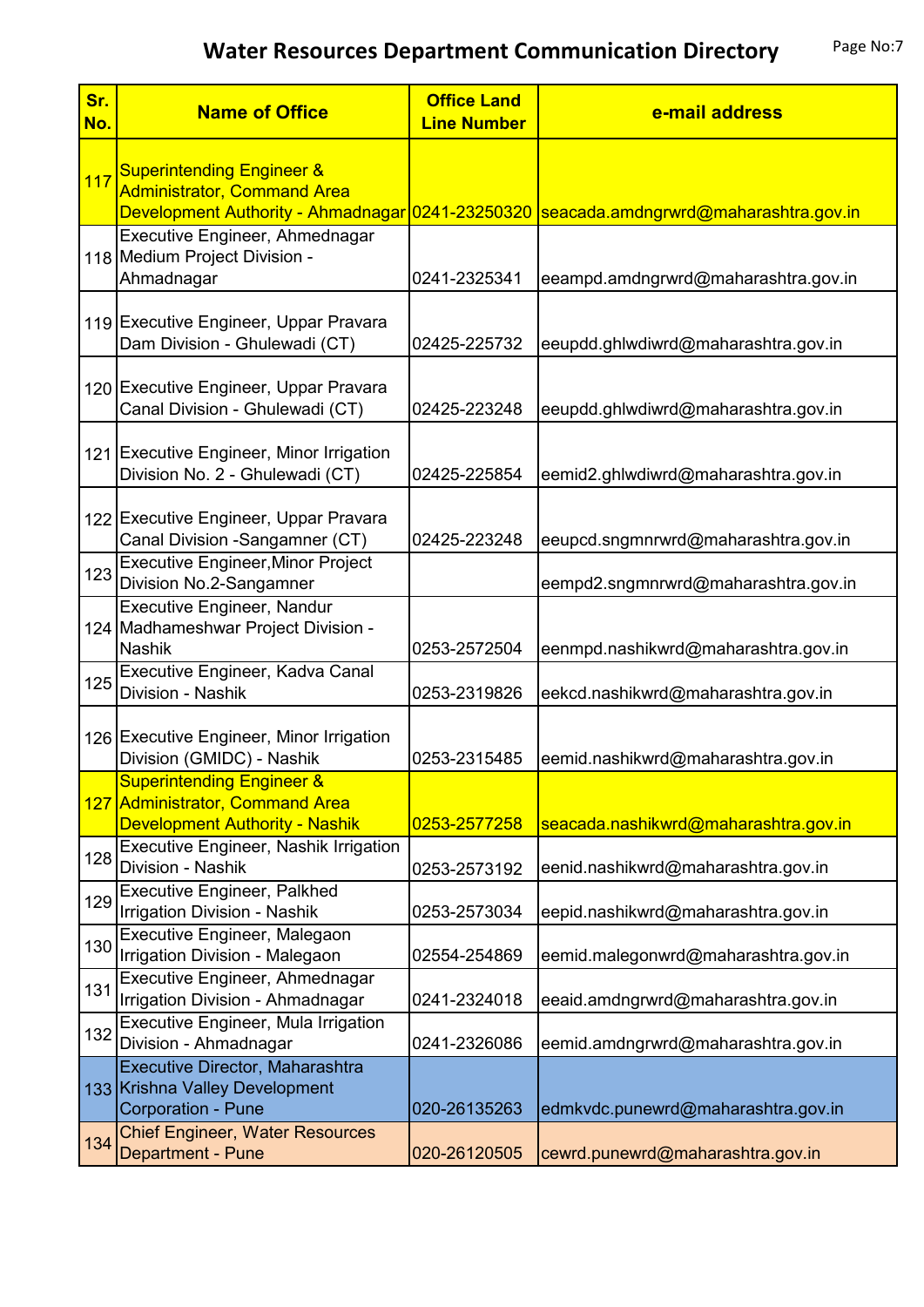# Water Resources Department Communication Directory

| Sr. No. | Name of Office | Office Land Line Number | e-mail address |
|---|---|---|---|
| 117 | Superintending Engineer & Administrator, Command Area Development Authority - Ahmadnagar | 0241-23250320 | seacada.amdngrwrd@maharashtra.gov.in |
| 118 | Executive Engineer, Ahmednagar Medium Project Division - Ahmadnagar | 0241-2325341 | eeampd.amdngrwrd@maharashtra.gov.in |
| 119 | Executive Engineer, Uppar Pravara Dam Division - Ghulewadi (CT) | 02425-225732 | eeupdd.ghlwdiwrd@maharashtra.gov.in |
| 120 | Executive Engineer, Uppar Pravara Canal Division - Ghulewadi (CT) | 02425-223248 | eeupdd.ghlwdiwrd@maharashtra.gov.in |
| 121 | Executive Engineer, Minor Irrigation Division No. 2 - Ghulewadi (CT) | 02425-225854 | eemid2.ghlwdiwrd@maharashtra.gov.in |
| 122 | Executive Engineer, Uppar Pravara Canal Division -Sangamner (CT) | 02425-223248 | eeupcd.sngmnrwrd@maharashtra.gov.in |
| 123 | Executive Engineer,Minor Project Division No.2-Sangamner | | eempd2.sngmnrwrd@maharashtra.gov.in |
| 124 | Executive Engineer, Nandur Madhameshwar Project Division - Nashik | 0253-2572504 | eenmpd.nashikwrd@maharashtra.gov.in |
| 125 | Executive Engineer, Kadva Canal Division - Nashik | 0253-2319826 | eekcd.nashikwrd@maharashtra.gov.in |
| 126 | Executive Engineer, Minor Irrigation Division (GMIDC) - Nashik | 0253-2315485 | eemid.nashikwrd@maharashtra.gov.in |
| 127 | Superintending Engineer & Administrator, Command Area Development Authority - Nashik | 0253-2577258 | seacada.nashikwrd@maharashtra.gov.in |
| 128 | Executive Engineer, Nashik Irrigation Division - Nashik | 0253-2573192 | eenid.nashikwrd@maharashtra.gov.in |
| 129 | Executive Engineer, Palkhed Irrigation Division - Nashik | 0253-2573034 | eepid.nashikwrd@maharashtra.gov.in |
| 130 | Executive Engineer, Malegaon Irrigation Division - Malegaon | 02554-254869 | eemid.malegonwrd@maharashtra.gov.in |
| 131 | Executive Engineer, Ahmednagar Irrigation Division - Ahmadnagar | 0241-2324018 | eeaid.amdngrwrd@maharashtra.gov.in |
| 132 | Executive Engineer, Mula Irrigation Division - Ahmadnagar | 0241-2326086 | eemid.amdngrwrd@maharashtra.gov.in |
| 133 | Executive Director, Maharashtra Krishna Valley Development Corporation - Pune | 020-26135263 | edmkvdc.punewrd@maharashtra.gov.in |
| 134 | Chief Engineer, Water Resources Department - Pune | 020-26120505 | cewrd.punewrd@maharashtra.gov.in |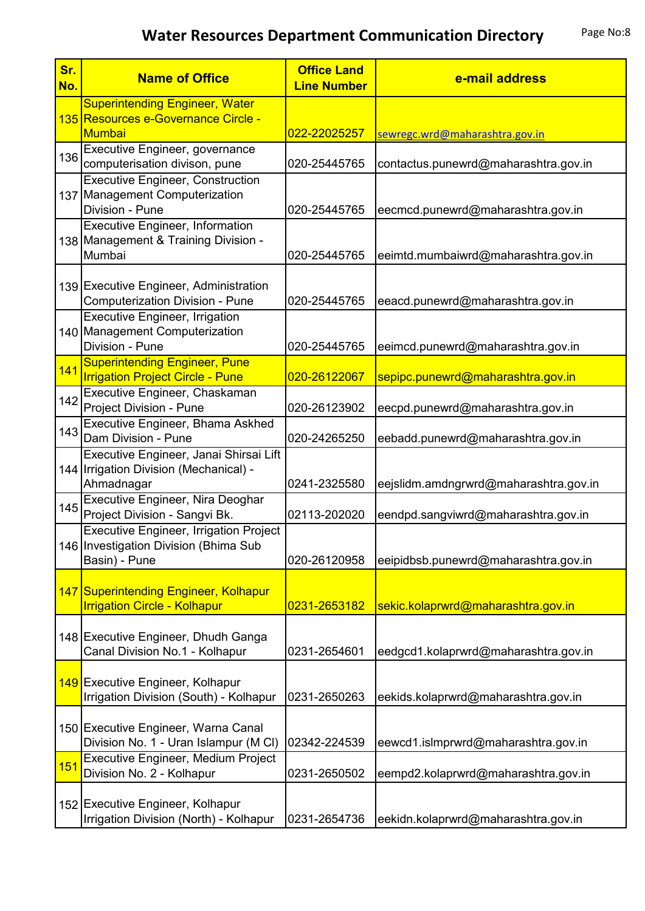# Water Resources Department Communication Directory

| Sr. No. | Name of Office | Office Land Line Number | e-mail address |
|---|---|---|---|
| 135 | Superintending Engineer, Water Resources e-Governance Circle - Mumbai | 022-22025257 | sewregc.wrd@maharashtra.gov.in |
| 136 | Executive Engineer, governance computerisation divison, pune | 020-25445765 | contactus.punewrd@maharashtra.gov.in |
| 137 | Executive Engineer, Construction Management Computerization Division - Pune | 020-25445765 | eecmcd.punewrd@maharashtra.gov.in |
| 138 | Executive Engineer, Information Management & Training Division - Mumbai | 020-25445765 | eeimtd.mumbaiwrd@maharashtra.gov.in |
| 139 | Executive Engineer, Administration Computerization Division - Pune | 020-25445765 | eeacd.punewrd@maharashtra.gov.in |
| 140 | Executive Engineer, Irrigation Management Computerization Division - Pune | 020-25445765 | eeimcd.punewrd@maharashtra.gov.in |
| 141 | Superintending Engineer, Pune Irrigation Project Circle - Pune | 020-26122067 | sepipc.punewrd@maharashtra.gov.in |
| 142 | Executive Engineer, Chaskaman Project Division - Pune | 020-26123902 | eecpd.punewrd@maharashtra.gov.in |
| 143 | Executive Engineer, Bhama Askhed Dam Division - Pune | 020-24265250 | eebadd.punewrd@maharashtra.gov.in |
| 144 | Executive Engineer, Janai Shirsai Lift Irrigation Division (Mechanical) - Ahmadnagar | 0241-2325580 | eejslidm.amdngrwrd@maharashtra.gov.in |
| 145 | Executive Engineer, Nira Deoghar Project Division - Sangvi Bk. | 02113-202020 | eendpd.sangviwrd@maharashtra.gov.in |
| 146 | Executive Engineer, Irrigation Project Investigation Division (Bhima Sub Basin) - Pune | 020-26120958 | eeipidbsb.punewrd@maharashtra.gov.in |
| 147 | Superintending Engineer, Kolhapur Irrigation Circle - Kolhapur | 0231-2653182 | sekic.kolaprwrd@maharashtra.gov.in |
| 148 | Executive Engineer, Dhudh Ganga Canal Division No.1 - Kolhapur | 0231-2654601 | eedgcd1.kolaprwrd@maharashtra.gov.in |
| 149 | Executive Engineer, Kolhapur Irrigation Division (South) - Kolhapur | 0231-2650263 | eekids.kolaprwrd@maharashtra.gov.in |
| 150 | Executive Engineer, Warna Canal Division No. 1 - Uran Islampur (M Cl) | 02342-224539 | eewcd1.islmprwrd@maharashtra.gov.in |
| 151 | Executive Engineer, Medium Project Division No. 2 - Kolhapur | 0231-2650502 | eempd2.kolaprwrd@maharashtra.gov.in |
| 152 | Executive Engineer, Kolhapur Irrigation Division (North) - Kolhapur | 0231-2654736 | eekidn.kolaprwrd@maharashtra.gov.in |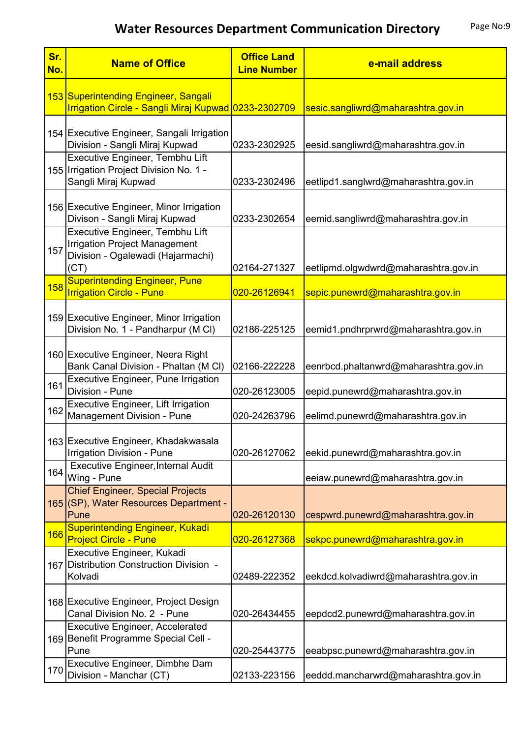# Water Resources Department Communication Directory

| Sr. No. | Name of Office | Office Land Line Number | e-mail address |
|---|---|---|---|
| 153 | Superintending Engineer, Sangali Irrigation Circle - Sangli Miraj Kupwad | 0233-2302709 | sesic.sangliwrd@maharashtra.gov.in |
| 154 | Executive Engineer, Sangali Irrigation Division - Sangli Miraj Kupwad | 0233-2302925 | eesid.sangliwrd@maharashtra.gov.in |
| 155 | Executive Engineer, Tembhu Lift Irrigation Project Division No. 1 - Sangli Miraj Kupwad | 0233-2302496 | eetlipd1.sanglwrd@maharashtra.gov.in |
| 156 | Executive Engineer, Minor Irrigation Divison - Sangli Miraj Kupwad | 0233-2302654 | eemid.sangliwrd@maharashtra.gov.in |
| 157 | Executive Engineer, Tembhu Lift Irrigation Project Management Division - Ogalewadi (Hajarmachi) (CT) | 02164-271327 | eetlipmd.olgwdwrd@maharashtra.gov.in |
| 158 | Superintending Engineer, Pune Irrigation Circle - Pune | 020-26126941 | sepic.punewrd@maharashtra.gov.in |
| 159 | Executive Engineer, Minor Irrigation Division No. 1 - Pandharpur (M Cl) | 02186-225125 | eemid1.pndhrprwrd@maharashtra.gov.in |
| 160 | Executive Engineer, Neera Right Bank Canal Division - Phaltan (M Cl) | 02166-222228 | eenrbcd.phaltanwrd@maharashtra.gov.in |
| 161 | Executive Engineer, Pune Irrigation Division - Pune | 020-26123005 | eepid.punewrd@maharashtra.gov.in |
| 162 | Executive Engineer, Lift Irrigation Management Division - Pune | 020-24263796 | eelimd.punewrd@maharashtra.gov.in |
| 163 | Executive Engineer, Khadakwasala Irrigation Division - Pune | 020-26127062 | eekid.punewrd@maharashtra.gov.in |
| 164 | Executive Engineer,Internal Audit Wing - Pune | | eeiaw.punewrd@maharashtra.gov.in |
| 165 | Chief Engineer, Special Projects (SP), Water Resources Department - Pune | 020-26120130 | cespwrd.punewrd@maharashtra.gov.in |
| 166 | Superintending Engineer, Kukadi Project Circle - Pune | 020-26127368 | sekpc.punewrd@maharashtra.gov.in |
| 167 | Executive Engineer, Kukadi Distribution Construction Division - Kolvadi | 02489-222352 | eekdcd.kolvadiwrd@maharashtra.gov.in |
| 168 | Executive Engineer, Project Design Canal Division No. 2 - Pune | 020-26434455 | eepdcd2.punewrd@maharashtra.gov.in |
| 169 | Executive Engineer, Accelerated Benefit Programme Special Cell - Pune | 020-25443775 | eeabpsc.punewrd@maharashtra.gov.in |
| 170 | Executive Engineer, Dimbhe Dam Division - Manchar (CT) | 02133-223156 | eeddd.mancharwrd@maharashtra.gov.in |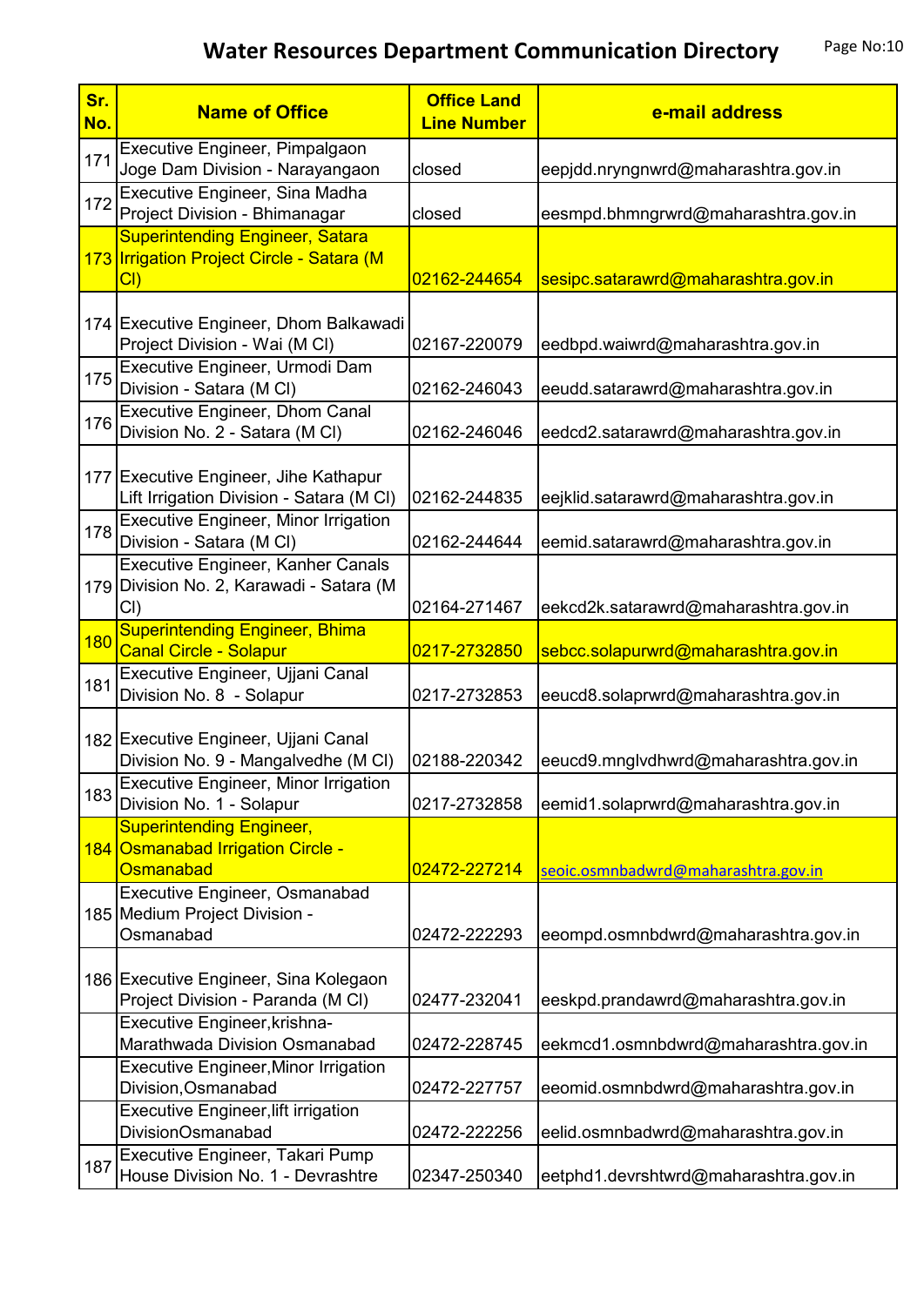# Water Resources Department Communication Directory

| Sr. No. | Name of Office | Office Land Line Number | e-mail address |
|---|---|---|---|
| 171 | Executive Engineer, Pimpalgaon Joge Dam Division - Narayangaon | closed | eepjdd.nryngnwrd@maharashtra.gov.in |
| 172 | Executive Engineer, Sina Madha Project Division - Bhimanagar | closed | eesmpd.bhmngrwrd@maharashtra.gov.in |
| 173 | Superintending Engineer, Satara Irrigation Project Circle - Satara (M Cl) | 02162-244654 | sesipc.satarawrd@maharashtra.gov.in |
| 174 | Executive Engineer, Dhom Balkawadi Project Division - Wai (M Cl) | 02167-220079 | eedbpd.waiwrd@maharashtra.gov.in |
| 175 | Executive Engineer, Urmodi Dam Division - Satara (M Cl) | 02162-246043 | eeudd.satarawrd@maharashtra.gov.in |
| 176 | Executive Engineer, Dhom Canal Division No. 2 - Satara (M Cl) | 02162-246046 | eedcd2.satarawrd@maharashtra.gov.in |
| 177 | Executive Engineer, Jihe Kathapur Lift Irrigation Division - Satara (M Cl) | 02162-244835 | eejklid.satarawrd@maharashtra.gov.in |
| 178 | Executive Engineer, Minor Irrigation Division - Satara (M Cl) | 02162-244644 | eemid.satarawrd@maharashtra.gov.in |
| 179 | Executive Engineer, Kanher Canals Division No. 2, Karawadi - Satara (M Cl) | 02164-271467 | eekcd2k.satarawrd@maharashtra.gov.in |
| 180 | Superintending Engineer, Bhima Canal Circle - Solapur | 0217-2732850 | sebcc.solapurwrd@maharashtra.gov.in |
| 181 | Executive Engineer, Ujjani Canal Division No. 8 - Solapur | 0217-2732853 | eeucd8.solaprwrd@maharashtra.gov.in |
| 182 | Executive Engineer, Ujjani Canal Division No. 9 - Mangalvedhe (M Cl) | 02188-220342 | eeucd9.mnglvdhwrd@maharashtra.gov.in |
| 183 | Executive Engineer, Minor Irrigation Division No. 1 - Solapur | 0217-2732858 | eemid1.solaprwrd@maharashtra.gov.in |
| 184 | Superintending Engineer, Osmanabad Irrigation Circle - Osmanabad | 02472-227214 | seoic.osmnbadwrd@maharashtra.gov.in |
| 185 | Executive Engineer, Osmanabad Medium Project Division - Osmanabad | 02472-222293 | eeompd.osmnbdwrd@maharashtra.gov.in |
| 186 | Executive Engineer, Sina Kolegaon Project Division - Paranda (M Cl) | 02477-232041 | eeskpd.prandawrd@maharashtra.gov.in |
| | Executive Engineer,krishna-Marathwada Division Osmanabad | 02472-228745 | eekmcd1.osmnbdwrd@maharashtra.gov.in |
| | Executive Engineer,Minor Irrigation Division,Osmanabad | 02472-227757 | eeomid.osmnbdwrd@maharashtra.gov.in |
| | Executive Engineer,lift irrigation DivisionOsmanabad | 02472-222256 | eelid.osmnbadwrd@maharashtra.gov.in |
| 187 | Executive Engineer, Takari Pump House Division No. 1 - Devrashtre | 02347-250340 | eetphd1.devrshtwrd@maharashtra.gov.in |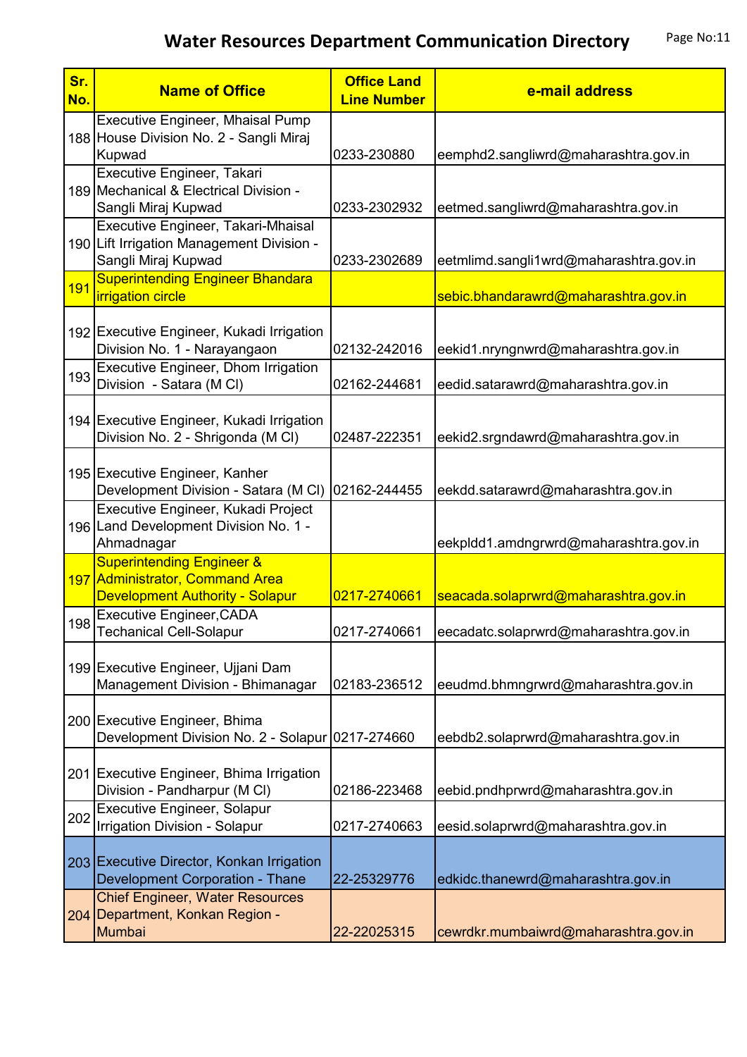# Water Resources Department Communication Directory

| Sr. No. | Name of Office | Office Land Line Number | e-mail address |
|---|---|---|---|
| 188 | Executive Engineer, Mhaisal Pump House Division No. 2 - Sangli Miraj Kupwad | 0233-230880 | eemphd2.sangliwrd@maharashtra.gov.in |
| 189 | Executive Engineer, Takari Mechanical & Electrical Division - Sangli Miraj Kupwad | 0233-2302932 | eetmed.sangliwrd@maharashtra.gov.in |
| 190 | Executive Engineer, Takari-Mhaisal Lift Irrigation Management Division - Sangli Miraj Kupwad | 0233-2302689 | eetmlimd.sangli1wrd@maharashtra.gov.in |
| 191 | Superintending Engineer Bhandara irrigation circle | | sebic.bhandarawrd@maharashtra.gov.in |
| 192 | Executive Engineer, Kukadi Irrigation Division No. 1 - Narayangaon | 02132-242016 | eekid1.nryngnwrd@maharashtra.gov.in |
| 193 | Executive Engineer, Dhom Irrigation Division - Satara (M Cl) | 02162-244681 | eedid.satarawrd@maharashtra.gov.in |
| 194 | Executive Engineer, Kukadi Irrigation Division No. 2 - Shrigonda (M Cl) | 02487-222351 | eekid2.srgndawrd@maharashtra.gov.in |
| 195 | Executive Engineer, Kanher Development Division - Satara (M Cl) | 02162-244455 | eekdd.satarawrd@maharashtra.gov.in |
| 196 | Executive Engineer, Kukadi Project Land Development Division No. 1 - Ahmadnagar | | eekpldd1.amdngrwrd@maharashtra.gov.in |
| 197 | Superintending Engineer & Administrator, Command Area Development Authority - Solapur | 0217-2740661 | seacada.solaprwrd@maharashtra.gov.in |
| 198 | Executive Engineer,CADA Techanical Cell-Solapur | 0217-2740661 | eecadatc.solaprwrd@maharashtra.gov.in |
| 199 | Executive Engineer, Ujjani Dam Management Division - Bhimanagar | 02183-236512 | eeudmd.bhmngrwrd@maharashtra.gov.in |
| 200 | Executive Engineer, Bhima Development Division No. 2 - Solapur | 0217-274660 | eebdb2.solaprwrd@maharashtra.gov.in |
| 201 | Executive Engineer, Bhima Irrigation Division - Pandharpur (M Cl) | 02186-223468 | eebid.pndhprwrd@maharashtra.gov.in |
| 202 | Executive Engineer, Solapur Irrigation Division - Solapur | 0217-2740663 | eesid.solaprwrd@maharashtra.gov.in |
| 203 | Executive Director, Konkan Irrigation Development Corporation - Thane | 22-25329776 | edkidc.thanewrd@maharashtra.gov.in |
| 204 | Chief Engineer, Water Resources Department, Konkan Region - Mumbai | 22-22025315 | cewrdkr.mumbaiwrd@maharashtra.gov.in |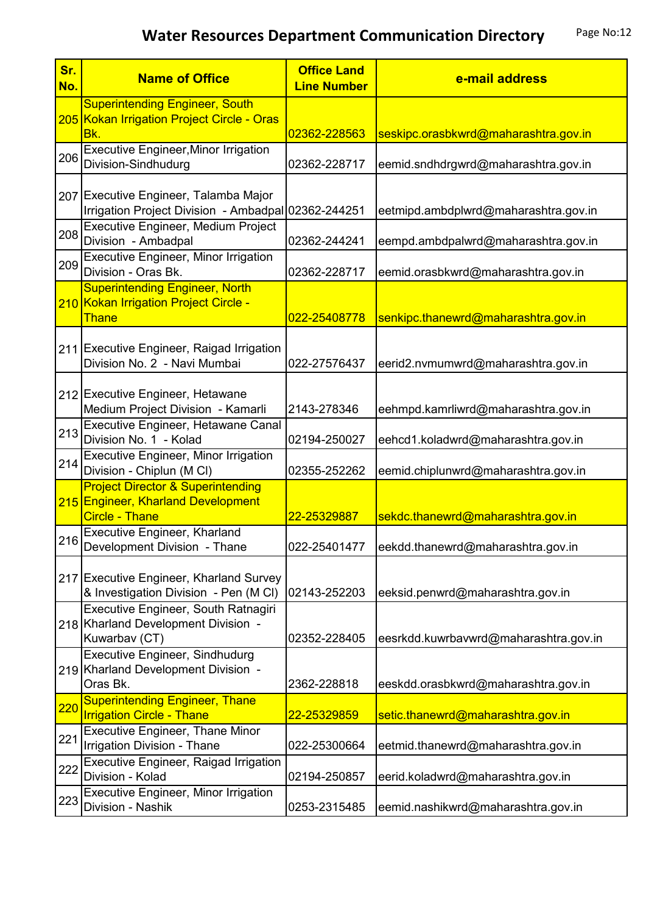# Water Resources Department Communication Directory

| Sr. No. | Name of Office | Office Land Line Number | e-mail address |
|---|---|---|---|
| 205 | Superintending Engineer, South Kokan Irrigation Project Circle - Oras Bk. | 02362-228563 | seskipc.orasbkwrd@maharashtra.gov.in |
| 206 | Executive Engineer,Minor Irrigation Division-Sindhudurg | 02362-228717 | eemid.sndhdrgwrd@maharashtra.gov.in |
| 207 | Executive Engineer, Talamba Major Irrigation Project Division - Ambadpal | 02362-244251 | eetmipd.ambdplwrd@maharashtra.gov.in |
| 208 | Executive Engineer, Medium Project Division - Ambadpal | 02362-244241 | eempd.ambdpalwrd@maharashtra.gov.in |
| 209 | Executive Engineer, Minor Irrigation Division - Oras Bk. | 02362-228717 | eemid.orasbkwrd@maharashtra.gov.in |
| 210 | Superintending Engineer, North Kokan Irrigation Project Circle - Thane | 022-25408778 | senkipc.thanewrd@maharashtra.gov.in |
| 211 | Executive Engineer, Raigad Irrigation Division No. 2 - Navi Mumbai | 022-27576437 | eerid2.nvmumwrd@maharashtra.gov.in |
| 212 | Executive Engineer, Hetawane Medium Project Division - Kamarli | 2143-278346 | eehmpd.kamrliwrd@maharashtra.gov.in |
| 213 | Executive Engineer, Hetawane Canal Division No. 1 - Kolad | 02194-250027 | eehcd1.koladwrd@maharashtra.gov.in |
| 214 | Executive Engineer, Minor Irrigation Division - Chiplun (M CI) | 02355-252262 | eemid.chiplunwrd@maharashtra.gov.in |
| 215 | Project Director & Superintending Engineer, Kharland Development Circle - Thane | 22-25329887 | sekdc.thanewrd@maharashtra.gov.in |
| 216 | Executive Engineer, Kharland Development Division - Thane | 022-25401477 | eekdd.thanewrd@maharashtra.gov.in |
| 217 | Executive Engineer, Kharland Survey & Investigation Division - Pen (M CI) | 02143-252203 | eeksid.penwrd@maharashtra.gov.in |
| 218 | Executive Engineer, South Ratnagiri Kharland Development Division - Kuwarbav (CT) | 02352-228405 | eesrkdd.kuwrbavwrd@maharashtra.gov.in |
| 219 | Executive Engineer, Sindhudurg Kharland Development Division - Oras Bk. | 2362-228818 | eeskdd.orasbkwrd@maharashtra.gov.in |
| 220 | Superintending Engineer, Thane Irrigation Circle - Thane | 22-25329859 | setic.thanewrd@maharashtra.gov.in |
| 221 | Executive Engineer, Thane Minor Irrigation Division - Thane | 022-25300664 | eetmid.thanewrd@maharashtra.gov.in |
| 222 | Executive Engineer, Raigad Irrigation Division - Kolad | 02194-250857 | eerid.koladwrd@maharashtra.gov.in |
| 223 | Executive Engineer, Minor Irrigation Division - Nashik | 0253-2315485 | eemid.nashikwrd@maharashtra.gov.in |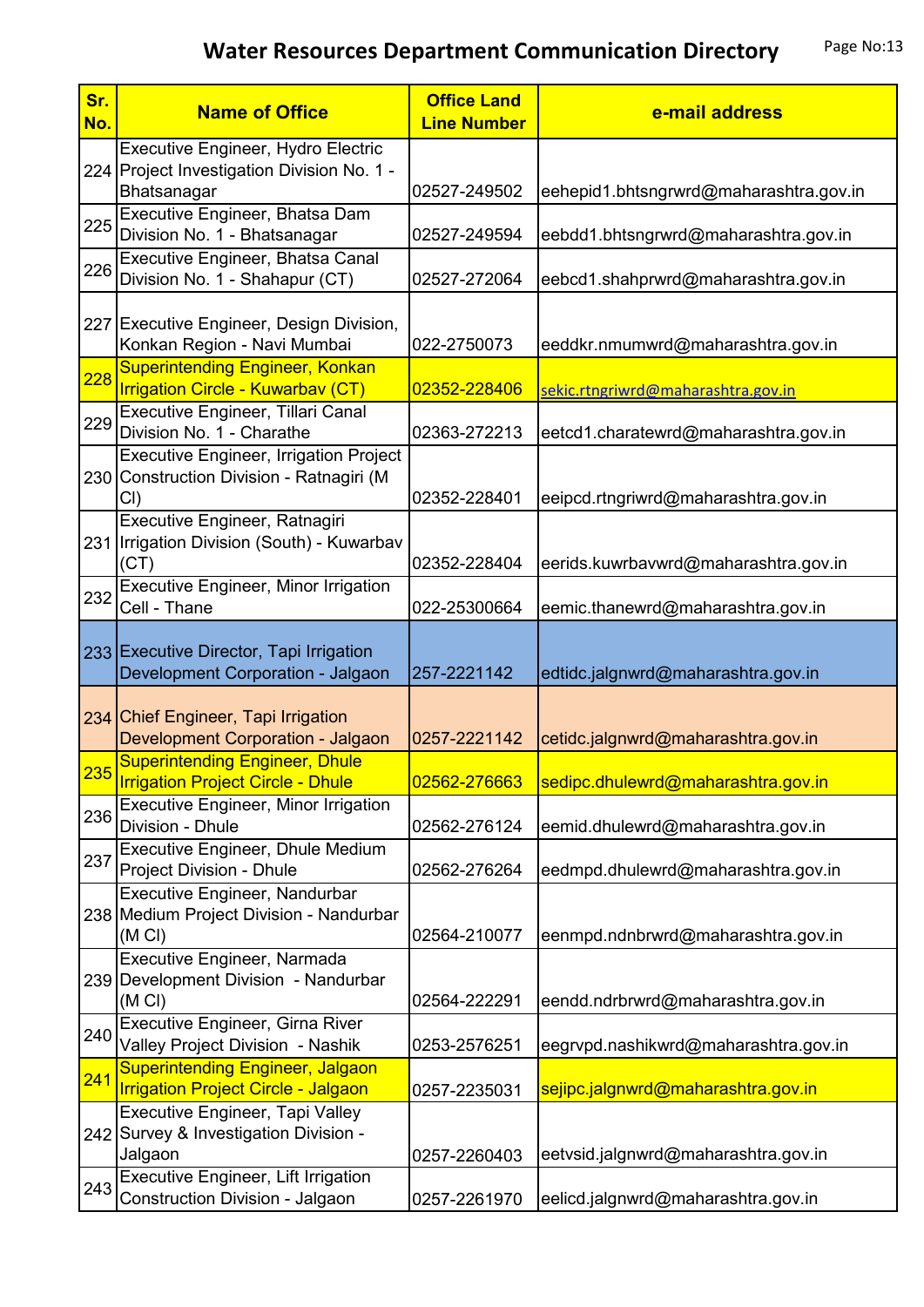# Water Resources Department Communication Directory

| Sr. No. | Name of Office | Office Land Line Number | e-mail address |
|---|---|---|---|
| 224 | Executive Engineer, Hydro Electric Project Investigation Division No. 1 - Bhatsanagar | 02527-249502 | eehepid1.bhtsngrwrd@maharashtra.gov.in |
| 225 | Executive Engineer, Bhatsa Dam Division No. 1 - Bhatsanagar | 02527-249594 | eebdd1.bhtsngrwrd@maharashtra.gov.in |
| 226 | Executive Engineer, Bhatsa Canal Division No. 1 - Shahapur (CT) | 02527-272064 | eebcd1.shahprwrd@maharashtra.gov.in |
| 227 | Executive Engineer, Design Division, Konkan Region - Navi Mumbai | 022-2750073 | eeddkr.nmumwrd@maharashtra.gov.in |
| 228 | Superintending Engineer, Konkan Irrigation Circle - Kuwarbav (CT) | 02352-228406 | sekic.rtngriwrd@maharashtra.gov.in |
| 229 | Executive Engineer, Tillari Canal Division No. 1 - Charathe | 02363-272213 | eetcd1.charatewrd@maharashtra.gov.in |
| 230 | Executive Engineer, Irrigation Project Construction Division - Ratnagiri (M CI) | 02352-228401 | eeipcd.rtngriwrd@maharashtra.gov.in |
| 231 | Executive Engineer, Ratnagiri Irrigation Division (South) - Kuwarbav (CT) | 02352-228404 | eerids.kuwrbavwrd@maharashtra.gov.in |
| 232 | Executive Engineer, Minor Irrigation Cell - Thane | 022-25300664 | eemic.thanewrd@maharashtra.gov.in |
| 233 | Executive Director, Tapi Irrigation Development Corporation - Jalgaon | 257-2221142 | edtidc.jalgnwrd@maharashtra.gov.in |
| 234 | Chief Engineer, Tapi Irrigation Development Corporation - Jalgaon | 0257-2221142 | cetidc.jalgnwrd@maharashtra.gov.in |
| 235 | Superintending Engineer, Dhule Irrigation Project Circle - Dhule | 02562-276663 | sedipc.dhulewrd@maharashtra.gov.in |
| 236 | Executive Engineer, Minor Irrigation Division - Dhule | 02562-276124 | eemid.dhulewrd@maharashtra.gov.in |
| 237 | Executive Engineer, Dhule Medium Project Division - Dhule | 02562-276264 | eedmpd.dhulewrd@maharashtra.gov.in |
| 238 | Executive Engineer, Nandurbar Medium Project Division - Nandurbar (M CI) | 02564-210077 | eenmpd.ndnbrwrd@maharashtra.gov.in |
| 239 | Executive Engineer, Narmada Development Division - Nandurbar (M CI) | 02564-222291 | eendd.ndrbrwrd@maharashtra.gov.in |
| 240 | Executive Engineer, Girna River Valley Project Division - Nashik | 0253-2576251 | eegrvpd.nashikwrd@maharashtra.gov.in |
| 241 | Superintending Engineer, Jalgaon Irrigation Project Circle - Jalgaon | 0257-2235031 | sejipc.jalgnwrd@maharashtra.gov.in |
| 242 | Executive Engineer, Tapi Valley Survey & Investigation Division - Jalgaon | 0257-2260403 | eetvsid.jalgnwrd@maharashtra.gov.in |
| 243 | Executive Engineer, Lift Irrigation Construction Division - Jalgaon | 0257-2261970 | eelicd.jalgnwrd@maharashtra.gov.in |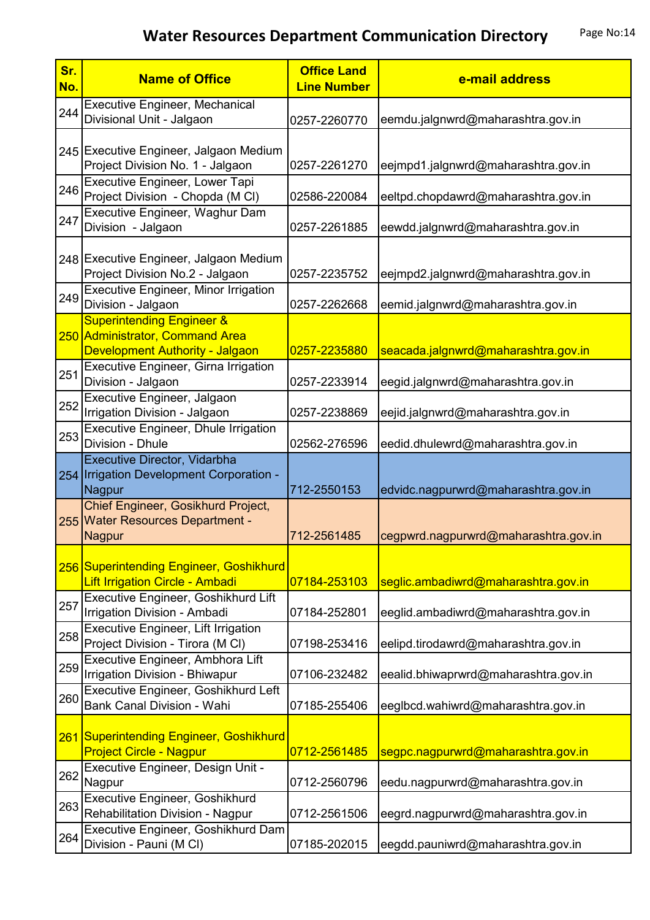# Water Resources Department Communication Directory

| Sr. No. | Name of Office | Office Land Line Number | e-mail address |
|---|---|---|---|
| 244 | Executive Engineer, Mechanical Divisional Unit - Jalgaon | 0257-2260770 | eemdu.jalgnwrd@maharashtra.gov.in |
| 245 | Executive Engineer, Jalgaon Medium Project Division No. 1 - Jalgaon | 0257-2261270 | eejmpd1.jalgnwrd@maharashtra.gov.in |
| 246 | Executive Engineer, Lower Tapi Project Division - Chopda (M Cl) | 02586-220084 | eeltpd.chopdawrd@maharashtra.gov.in |
| 247 | Executive Engineer, Waghur Dam Division - Jalgaon | 0257-2261885 | eewdd.jalgnwrd@maharashtra.gov.in |
| 248 | Executive Engineer, Jalgaon Medium Project Division No.2 - Jalgaon | 0257-2235752 | eejmpd2.jalgnwrd@maharashtra.gov.in |
| 249 | Executive Engineer, Minor Irrigation Division - Jalgaon | 0257-2262668 | eemid.jalgnwrd@maharashtra.gov.in |
| 250 | Superintending Engineer & Administrator, Command Area Development Authority - Jalgaon | 0257-2235880 | seacada.jalgnwrd@maharashtra.gov.in |
| 251 | Executive Engineer, Girna Irrigation Division - Jalgaon | 0257-2233914 | eegid.jalgnwrd@maharashtra.gov.in |
| 252 | Executive Engineer, Jalgaon Irrigation Division - Jalgaon | 0257-2238869 | eejid.jalgnwrd@maharashtra.gov.in |
| 253 | Executive Engineer, Dhule Irrigation Division - Dhule | 02562-276596 | eedid.dhulewrd@maharashtra.gov.in |
| 254 | Executive Director, Vidarbha Irrigation Development Corporation - Nagpur | 712-2550153 | edvidc.nagpurwrd@maharashtra.gov.in |
| 255 | Chief Engineer, Gosikhurd Project, Water Resources Department - Nagpur | 712-2561485 | cegpwrd.nagpurwrd@maharashtra.gov.in |
| 256 | Superintending Engineer, Goshikhurd Lift Irrigation Circle - Ambadi | 07184-253103 | seglic.ambadiwrd@maharashtra.gov.in |
| 257 | Executive Engineer, Goshikhurd Lift Irrigation Division - Ambadi | 07184-252801 | eeglid.ambadiwrd@maharashtra.gov.in |
| 258 | Executive Engineer, Lift Irrigation Project Division - Tirora (M Cl) | 07198-253416 | eelipd.tirodawrd@maharashtra.gov.in |
| 259 | Executive Engineer, Ambhora Lift Irrigation Division - Bhiwapur | 07106-232482 | eealid.bhiwaprwrd@maharashtra.gov.in |
| 260 | Executive Engineer, Goshikhurd Left Bank Canal Division - Wahi | 07185-255406 | eeglbcd.wahiwrd@maharashtra.gov.in |
| 261 | Superintending Engineer, Goshikhurd Project Circle - Nagpur | 0712-2561485 | segpc.nagpurwrd@maharashtra.gov.in |
| 262 | Executive Engineer, Design Unit - Nagpur | 0712-2560796 | eedu.nagpurwrd@maharashtra.gov.in |
| 263 | Executive Engineer, Goshikhurd Rehabilitation Division - Nagpur | 0712-2561506 | eegrd.nagpurwrd@maharashtra.gov.in |
| 264 | Executive Engineer, Goshikhurd Dam Division - Pauni (M Cl) | 07185-202015 | eegdd.pauniwrd@maharashtra.gov.in |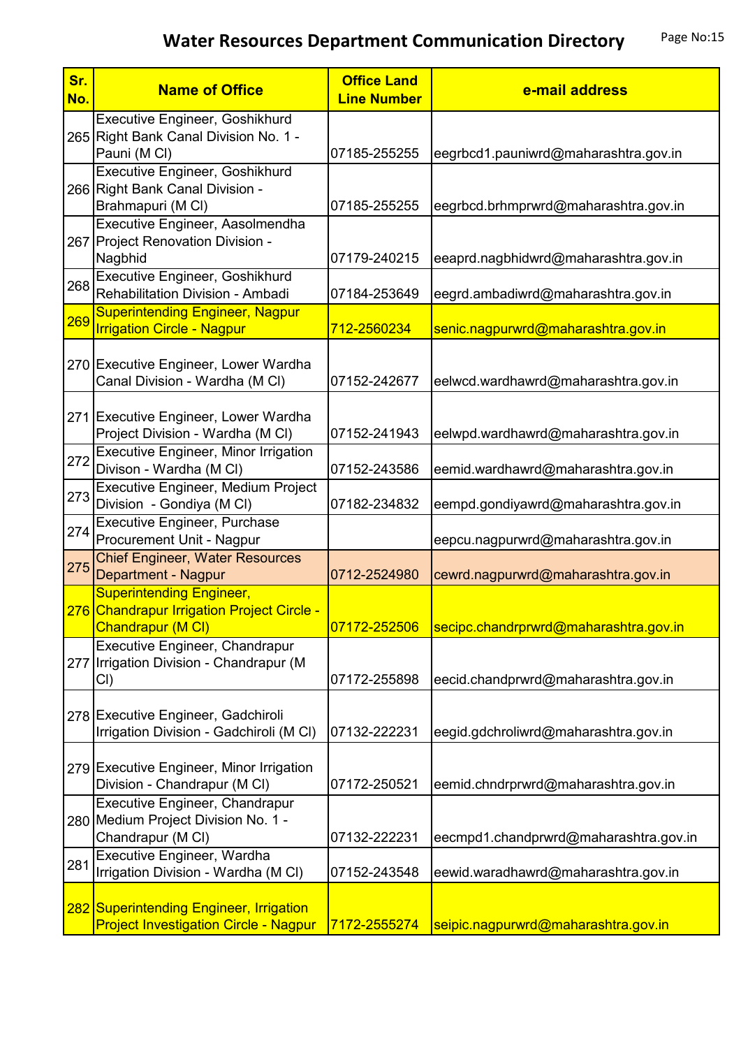# Water Resources Department Communication Directory

| Sr. No. | Name of Office | Office Land Line Number | e-mail address |
| --- | --- | --- | --- |
| 265 | Executive Engineer, Goshikhurd Right Bank Canal Division No. 1 - Pauni (M CI) | 07185-255255 | eegrbcd1.pauniwrd@maharashtra.gov.in |
| 266 | Executive Engineer, Goshikhurd Right Bank Canal Division - Brahmapuri (M CI) | 07185-255255 | eegrbcd.brhmprwrd@maharashtra.gov.in |
| 267 | Executive Engineer, Aasolmendha Project Renovation Division - Nagbhid | 07179-240215 | eeaprd.nagbhidwrd@maharashtra.gov.in |
| 268 | Executive Engineer, Goshikhurd Rehabilitation Division - Ambadi | 07184-253649 | eegrd.ambadiwrd@maharashtra.gov.in |
| 269 | Superintending Engineer, Nagpur Irrigation Circle - Nagpur | 712-2560234 | senic.nagpurwrd@maharashtra.gov.in |
| 270 | Executive Engineer, Lower Wardha Canal Division - Wardha (M CI) | 07152-242677 | eelwcd.wardhawrd@maharashtra.gov.in |
| 271 | Executive Engineer, Lower Wardha Project Division - Wardha (M CI) | 07152-241943 | eelwpd.wardhawrd@maharashtra.gov.in |
| 272 | Executive Engineer, Minor Irrigation Divison - Wardha (M CI) | 07152-243586 | eemid.wardhawrd@maharashtra.gov.in |
| 273 | Executive Engineer, Medium Project Division - Gondiya (M CI) | 07182-234832 | eempd.gondiyawrd@maharashtra.gov.in |
| 274 | Executive Engineer, Purchase Procurement Unit - Nagpur | | eepcu.nagpurwrd@maharashtra.gov.in |
| 275 | Chief Engineer, Water Resources Department - Nagpur | 0712-2524980 | cewrd.nagpurwrd@maharashtra.gov.in |
| 276 | Superintending Engineer, Chandrapur Irrigation Project Circle - Chandrapur (M CI) | 07172-252506 | secipc.chandrprwrd@maharashtra.gov.in |
| 277 | Executive Engineer, Chandrapur Irrigation Division - Chandrapur (M CI) | 07172-255898 | eecid.chandprwrd@maharashtra.gov.in |
| 278 | Executive Engineer, Gadchiroli Irrigation Division - Gadchiroli (M CI) | 07132-222231 | eegid.gdchroliwrd@maharashtra.gov.in |
| 279 | Executive Engineer, Minor Irrigation Division - Chandrapur (M CI) | 07172-250521 | eemid.chndrprwrd@maharashtra.gov.in |
| 280 | Executive Engineer, Chandrapur Medium Project Division No. 1 - Chandrapur (M CI) | 07132-222231 | eecmpd1.chandprwrd@maharashtra.gov.in |
| 281 | Executive Engineer, Wardha Irrigation Division - Wardha (M CI) | 07152-243548 | eewid.waradhawrd@maharashtra.gov.in |
| 282 | Superintending Engineer, Irrigation Project Investigation Circle - Nagpur | 7172-2555274 | seipic.nagpurwrd@maharashtra.gov.in |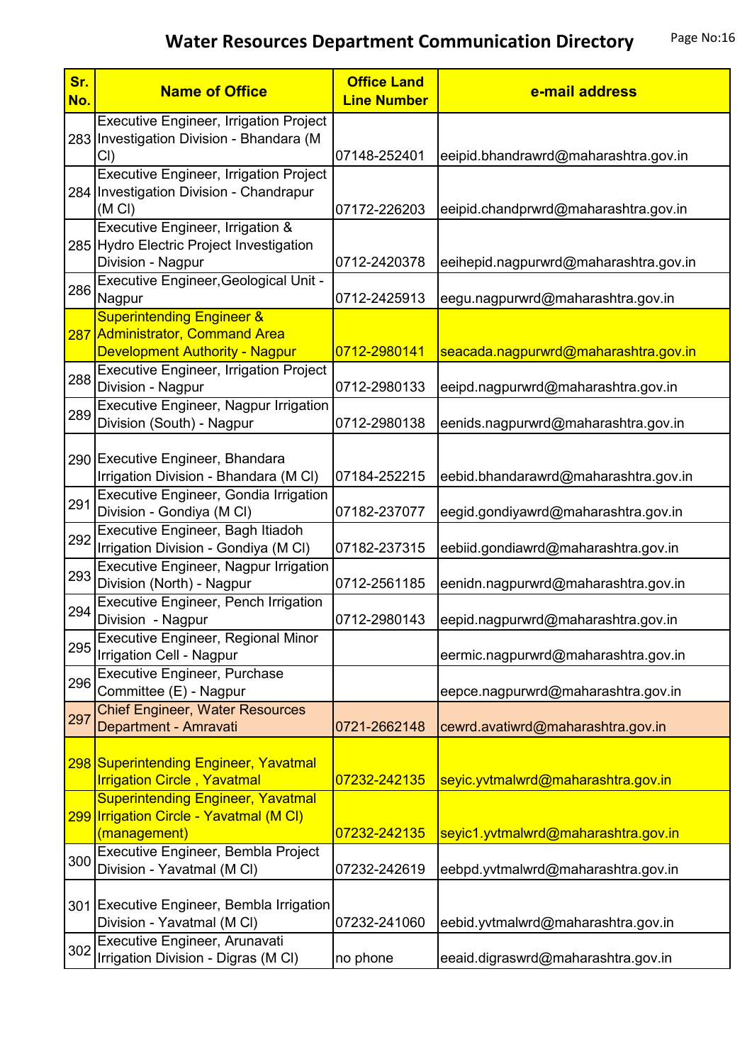# Water Resources Department Communication Directory

| Sr. No. | Name of Office | Office Land Line Number | e-mail address |
|---|---|---|---|
| 283 | Executive Engineer, Irrigation Project Investigation Division - Bhandara (M Cl) | 07148-252401 | eeipid.bhandrawrd@maharashtra.gov.in |
| 284 | Executive Engineer, Irrigation Project Investigation Division - Chandrapur (M Cl) | 07172-226203 | eeipid.chandprwrd@maharashtra.gov.in |
| 285 | Executive Engineer, Irrigation & Hydro Electric Project Investigation Division - Nagpur | 0712-2420378 | eeihepid.nagpurwrd@maharashtra.gov.in |
| 286 | Executive Engineer,Geological Unit - Nagpur | 0712-2425913 | eegu.nagpurwrd@maharashtra.gov.in |
| 287 | Superintending Engineer & Administrator, Command Area Development Authority - Nagpur | 0712-2980141 | seacada.nagpurwrd@maharashtra.gov.in |
| 288 | Executive Engineer, Irrigation Project Division - Nagpur | 0712-2980133 | eeipd.nagpurwrd@maharashtra.gov.in |
| 289 | Executive Engineer, Nagpur Irrigation Division (South) - Nagpur | 0712-2980138 | eenids.nagpurwrd@maharashtra.gov.in |
| 290 | Executive Engineer, Bhandara Irrigation Division - Bhandara (M Cl) | 07184-252215 | eebid.bhandarawrd@maharashtra.gov.in |
| 291 | Executive Engineer, Gondia Irrigation Division - Gondiya (M Cl) | 07182-237077 | eegid.gondiyawrd@maharashtra.gov.in |
| 292 | Executive Engineer, Bagh Itiadoh Irrigation Division - Gondiya (M Cl) | 07182-237315 | eebiid.gondiawrd@maharashtra.gov.in |
| 293 | Executive Engineer, Nagpur Irrigation Division (North) - Nagpur | 0712-2561185 | eenidn.nagpurwrd@maharashtra.gov.in |
| 294 | Executive Engineer, Pench Irrigation Division - Nagpur | 0712-2980143 | eepid.nagpurwrd@maharashtra.gov.in |
| 295 | Executive Engineer, Regional Minor Irrigation Cell - Nagpur | | eermic.nagpurwrd@maharashtra.gov.in |
| 296 | Executive Engineer, Purchase Committee (E) - Nagpur | | eepce.nagpurwrd@maharashtra.gov.in |
| 297 | Chief Engineer, Water Resources Department - Amravati | 0721-2662148 | cewrd.avatiwrd@maharashtra.gov.in |
| 298 | Superintending Engineer, Yavatmal Irrigation Circle , Yavatmal | 07232-242135 | seyic.yvtmalwrd@maharashtra.gov.in |
| 299 | Superintending Engineer, Yavatmal Irrigation Circle - Yavatmal (M Cl) (management) | 07232-242135 | seyic1.yvtmalwrd@maharashtra.gov.in |
| 300 | Executive Engineer, Bembla Project Division - Yavatmal (M Cl) | 07232-242619 | eebpd.yvtmalwrd@maharashtra.gov.in |
| 301 | Executive Engineer, Bembla Irrigation Division - Yavatmal (M Cl) | 07232-241060 | eebid.yvtmalwrd@maharashtra.gov.in |
| 302 | Executive Engineer, Arunavati Irrigation Division - Digras (M Cl) | no phone | eeaid.digraswrd@maharashtra.gov.in |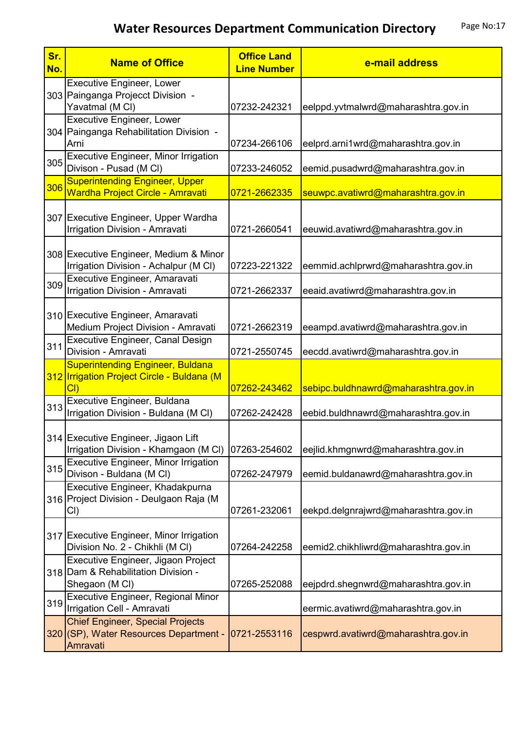# Water Resources Department Communication Directory

| Sr. No. | Name of Office | Office Land Line Number | e-mail address |
|---|---|---|---|
| 303 | Executive Engineer, Lower Painganga Projecct Division - Yavatmal (M Cl) | 07232-242321 | eelppd.yvtmalwrd@maharashtra.gov.in |
| 304 | Executive Engineer, Lower Painganga Rehabilitation Division - Arni | 07234-266106 | eelprd.arni1wrd@maharashtra.gov.in |
| 305 | Executive Engineer, Minor Irrigation Divison - Pusad (M Cl) | 07233-246052 | eemid.pusadwrd@maharashtra.gov.in |
| 306 | Superintending Engineer, Upper Wardha Project Circle - Amravati | 0721-2662335 | seuwpc.avatiwrd@maharashtra.gov.in |
| 307 | Executive Engineer, Upper Wardha Irrigation Division - Amravati | 0721-2660541 | eeuwid.avatiwrd@maharashtra.gov.in |
| 308 | Executive Engineer, Medium & Minor Irrigation Division - Achalpur (M Cl) | 07223-221322 | eemmid.achlprwrd@maharashtra.gov.in |
| 309 | Executive Engineer, Amaravati Irrigation Division - Amravati | 0721-2662337 | eeaid.avatiwrd@maharashtra.gov.in |
| 310 | Executive Engineer, Amaravati Medium Project Division - Amravati | 0721-2662319 | eeampd.avatiwrd@maharashtra.gov.in |
| 311 | Executive Engineer, Canal Design Division - Amravati | 0721-2550745 | eecdd.avatiwrd@maharashtra.gov.in |
| 312 | Superintending Engineer, Buldana Irrigation Project Circle - Buldana (M Cl) | 07262-243462 | sebipc.buldhnawrd@maharashtra.gov.in |
| 313 | Executive Engineer, Buldana Irrigation Division - Buldana (M Cl) | 07262-242428 | eebid.buldhnawrd@maharashtra.gov.in |
| 314 | Executive Engineer, Jigaon Lift Irrigation Division - Khamgaon (M Cl) | 07263-254602 | eejlid.khmgnwrd@maharashtra.gov.in |
| 315 | Executive Engineer, Minor Irrigation Divison - Buldana (M Cl) | 07262-247979 | eemid.buldanawrd@maharashtra.gov.in |
| 316 | Executive Engineer, Khadakpurna Project Division - Deulgaon Raja (M Cl) | 07261-232061 | eekpd.delgnrajwrd@maharashtra.gov.in |
| 317 | Executive Engineer, Minor Irrigation Division No. 2 - Chikhli (M Cl) | 07264-242258 | eemid2.chikhliwrd@maharashtra.gov.in |
| 318 | Executive Engineer, Jigaon Project Dam & Rehabilitation Division - Shegaon (M Cl) | 07265-252088 | eejpdrd.shegnwrd@maharashtra.gov.in |
| 319 | Executive Engineer, Regional Minor Irrigation Cell - Amravati | | eermic.avatiwrd@maharashtra.gov.in |
| 320 | Chief Engineer, Special Projects (SP), Water Resources Department - Amravati | 0721-2553116 | cespwrd.avatiwrd@maharashtra.gov.in |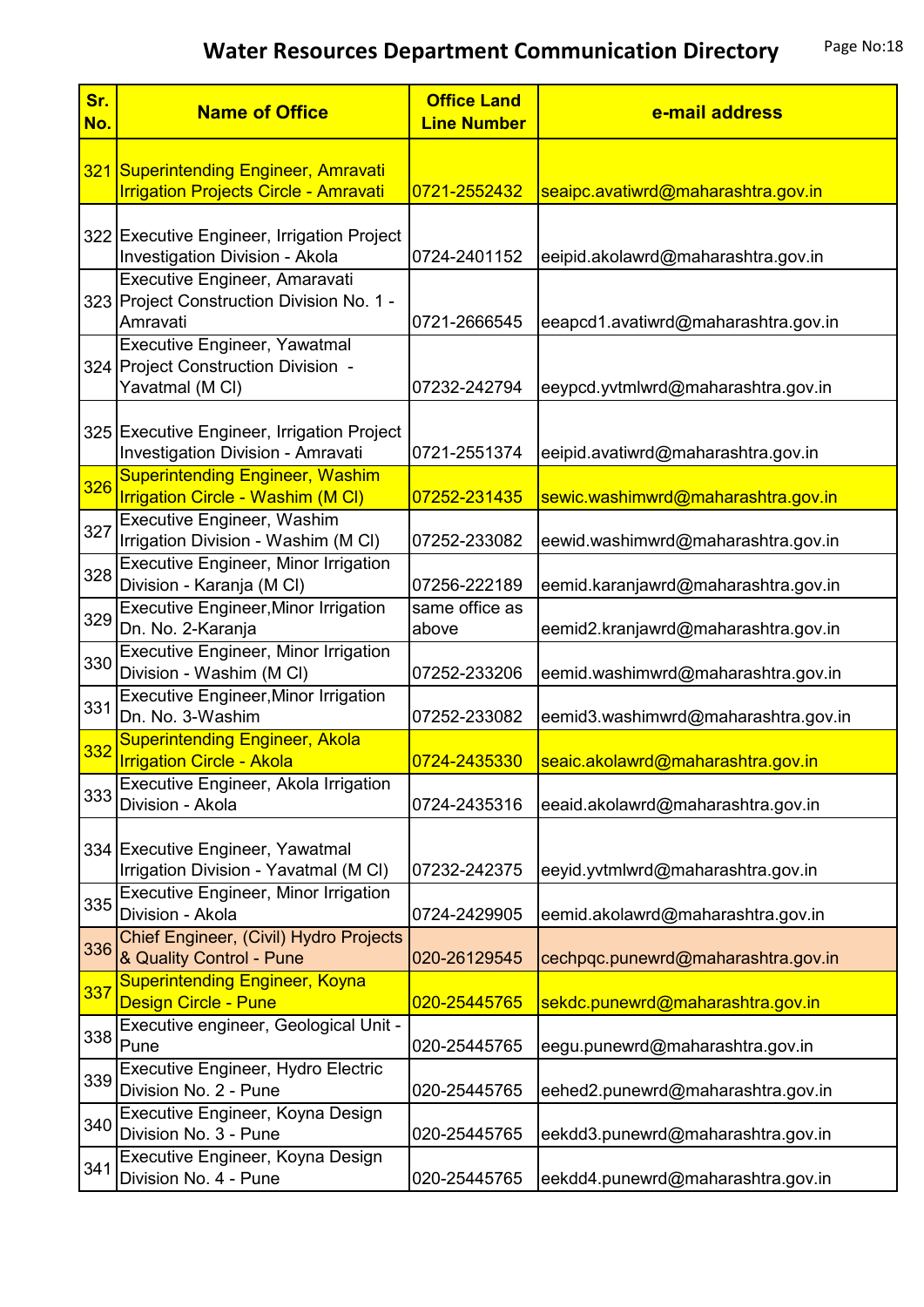# Water Resources Department Communication Directory

| Sr. No. | Name of Office | Office Land Line Number | e-mail address |
|---|---|---|---|
| 321 | Superintending Engineer, Amravati Irrigation Projects Circle - Amravati | 0721-2552432 | seaipc.avatiwrd@maharashtra.gov.in |
| 322 | Executive Engineer, Irrigation Project Investigation Division - Akola | 0724-2401152 | eeipid.akolawrd@maharashtra.gov.in |
| 323 | Executive Engineer, Amaravati Project Construction Division No. 1 - Amravati | 0721-2666545 | eeapcd1.avatiwrd@maharashtra.gov.in |
| 324 | Executive Engineer, Yawatmal Project Construction Division - Yavatmal (M Cl) | 07232-242794 | eeypcd.yvtmlwrd@maharashtra.gov.in |
| 325 | Executive Engineer, Irrigation Project Investigation Division - Amravati | 0721-2551374 | eeipid.avatiwrd@maharashtra.gov.in |
| 326 | Superintending Engineer, Washim Irrigation Circle - Washim (M Cl) | 07252-231435 | sewic.washimwrd@maharashtra.gov.in |
| 327 | Executive Engineer, Washim Irrigation Division - Washim (M Cl) | 07252-233082 | eewid.washimwrd@maharashtra.gov.in |
| 328 | Executive Engineer, Minor Irrigation Division - Karanja (M Cl) | 07256-222189 | eemid.karanjawrd@maharashtra.gov.in |
| 329 | Executive Engineer,Minor Irrigation Dn. No. 2-Karanja | same office as above | eemid2.kranjawrd@maharashtra.gov.in |
| 330 | Executive Engineer, Minor Irrigation Division - Washim (M Cl) | 07252-233206 | eemid.washimwrd@maharashtra.gov.in |
| 331 | Executive Engineer,Minor Irrigation Dn. No. 3-Washim | 07252-233082 | eemid3.washimwrd@maharashtra.gov.in |
| 332 | Superintending Engineer, Akola Irrigation Circle - Akola | 0724-2435330 | seaic.akolawrd@maharashtra.gov.in |
| 333 | Executive Engineer, Akola Irrigation Division - Akola | 0724-2435316 | eeaid.akolawrd@maharashtra.gov.in |
| 334 | Executive Engineer, Yawatmal Irrigation Division - Yavatmal (M Cl) | 07232-242375 | eeyid.yvtmlwrd@maharashtra.gov.in |
| 335 | Executive Engineer, Minor Irrigation Division - Akola | 0724-2429905 | eemid.akolawrd@maharashtra.gov.in |
| 336 | Chief Engineer, (Civil) Hydro Projects & Quality Control - Pune | 020-26129545 | cechpqc.punewrd@maharashtra.gov.in |
| 337 | Superintending Engineer, Koyna Design Circle - Pune | 020-25445765 | sekdc.punewrd@maharashtra.gov.in |
| 338 | Executive engineer, Geological Unit - Pune | 020-25445765 | eegu.punewrd@maharashtra.gov.in |
| 339 | Executive Engineer, Hydro Electric Division No. 2 - Pune | 020-25445765 | eehed2.punewrd@maharashtra.gov.in |
| 340 | Executive Engineer, Koyna Design Division No. 3 - Pune | 020-25445765 | eekdd3.punewrd@maharashtra.gov.in |
| 341 | Executive Engineer, Koyna Design Division No. 4 - Pune | 020-25445765 | eekdd4.punewrd@maharashtra.gov.in |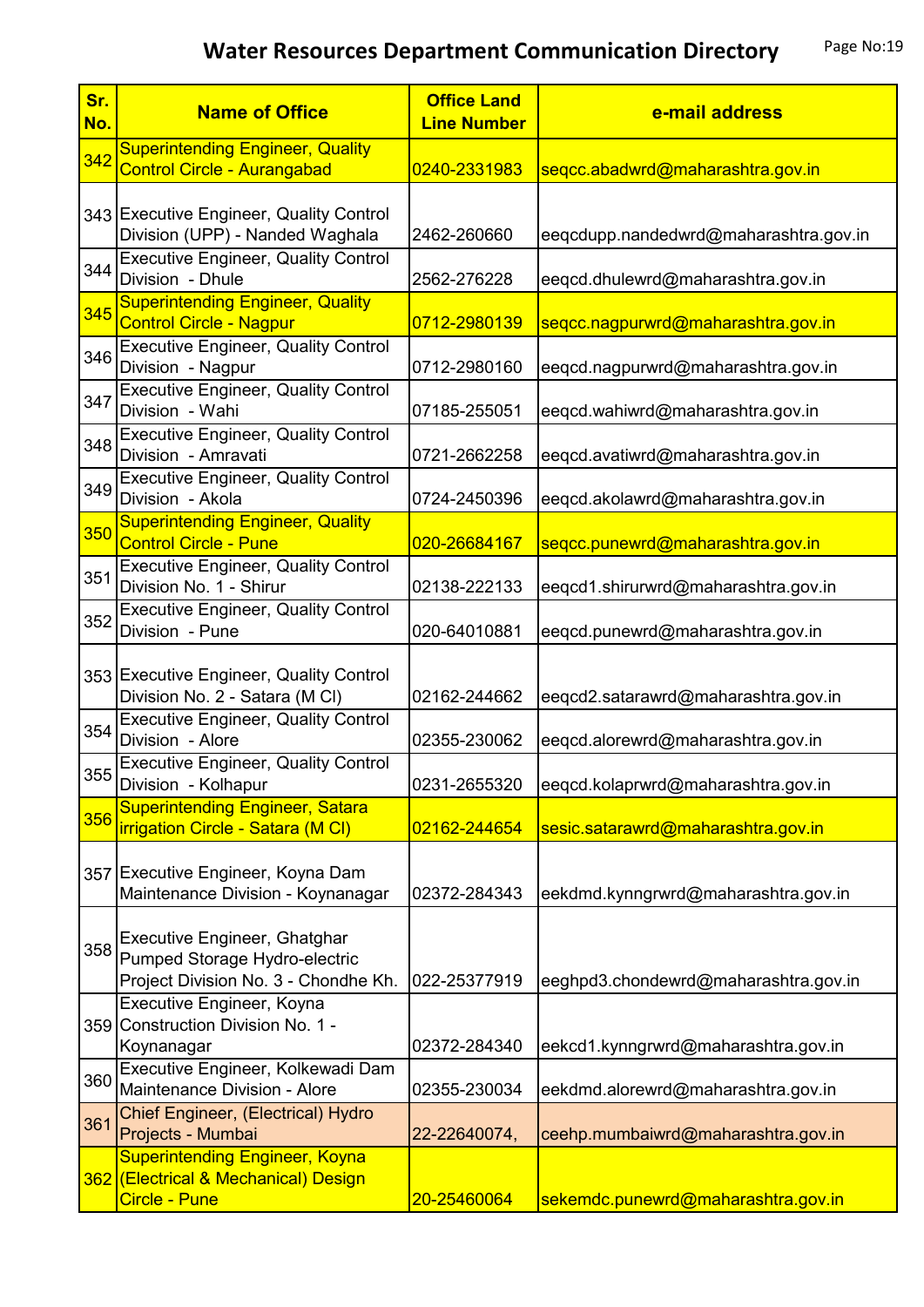# Water Resources Department Communication Directory

| Sr. No. | Name of Office | Office Land Line Number | e-mail address |
|---|---|---|---|
| 342 | Superintending Engineer, Quality Control Circle - Aurangabad | 0240-2331983 | seqcc.abadwrd@maharashtra.gov.in |
| 343 | Executive Engineer, Quality Control Division (UPP) - Nanded Waghala | 2462-260660 | eeqcdupp.nandedwrd@maharashtra.gov.in |
| 344 | Executive Engineer, Quality Control Division - Dhule | 2562-276228 | eeqcd.dhulewrd@maharashtra.gov.in |
| 345 | Superintending Engineer, Quality Control Circle - Nagpur | 0712-2980139 | seqcc.nagpurwrd@maharashtra.gov.in |
| 346 | Executive Engineer, Quality Control Division - Nagpur | 0712-2980160 | eeqcd.nagpurwrd@maharashtra.gov.in |
| 347 | Executive Engineer, Quality Control Division - Wahi | 07185-255051 | eeqcd.wahiwrd@maharashtra.gov.in |
| 348 | Executive Engineer, Quality Control Division - Amravati | 0721-2662258 | eeqcd.avatiwrd@maharashtra.gov.in |
| 349 | Executive Engineer, Quality Control Division - Akola | 0724-2450396 | eeqcd.akolawrd@maharashtra.gov.in |
| 350 | Superintending Engineer, Quality Control Circle - Pune | 020-26684167 | seqcc.punewrd@maharashtra.gov.in |
| 351 | Executive Engineer, Quality Control Division No. 1 - Shirur | 02138-222133 | eeqcd1.shirurwrd@maharashtra.gov.in |
| 352 | Executive Engineer, Quality Control Division - Pune | 020-64010881 | eeqcd.punewrd@maharashtra.gov.in |
| 353 | Executive Engineer, Quality Control Division No. 2 - Satara (M CI) | 02162-244662 | eeqcd2.satarawrd@maharashtra.gov.in |
| 354 | Executive Engineer, Quality Control Division - Alore | 02355-230062 | eeqcd.alorewrd@maharashtra.gov.in |
| 355 | Executive Engineer, Quality Control Division - Kolhapur | 0231-2655320 | eeqcd.kolaprwrd@maharashtra.gov.in |
| 356 | Superintending Engineer, Satara irrigation Circle - Satara (M CI) | 02162-244654 | sesic.satarawrd@maharashtra.gov.in |
| 357 | Executive Engineer, Koyna Dam Maintenance Division - Koynanagar | 02372-284343 | eekdmd.kynngrwrd@maharashtra.gov.in |
| 358 | Executive Engineer, Ghatghar Pumped Storage Hydro-electric Project Division No. 3 - Chondhe Kh. | 022-25377919 | eeghpd3.chondewrd@maharashtra.gov.in |
| 359 | Executive Engineer, Koyna Construction Division No. 1 - Koynanagar | 02372-284340 | eekcd1.kynngrwrd@maharashtra.gov.in |
| 360 | Executive Engineer, Kolkewadi Dam Maintenance Division - Alore | 02355-230034 | eekdmd.alorewrd@maharashtra.gov.in |
| 361 | Chief Engineer, (Electrical) Hydro Projects - Mumbai | 22-22640074, | ceehp.mumbaiwrd@maharashtra.gov.in |
| 362 | Superintending Engineer, Koyna (Electrical & Mechanical) Design Circle - Pune | 20-25460064 | sekemdc.punewrd@maharashtra.gov.in |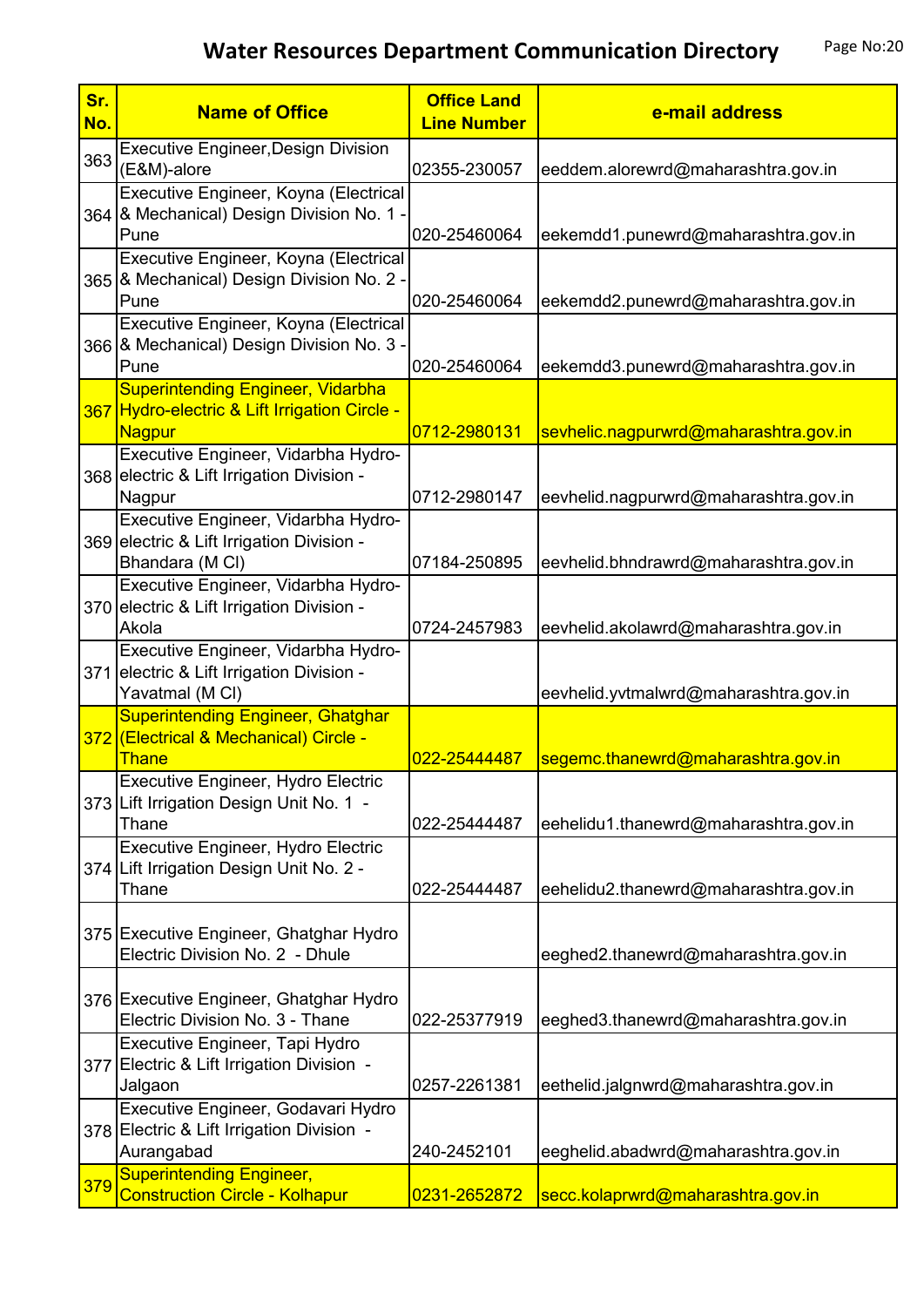# Water Resources Department Communication Directory

| Sr. No. | Name of Office | Office Land Line Number | e-mail address |
|---|---|---|---|
| 363 | Executive Engineer,Design Division (E&M)-alore | 02355-230057 | eeddem.alorewrd@maharashtra.gov.in |
| 364 | Executive Engineer, Koyna (Electrical & Mechanical) Design Division No. 1 - Pune | 020-25460064 | eekemdd1.punewrd@maharashtra.gov.in |
| 365 | Executive Engineer, Koyna (Electrical & Mechanical) Design Division No. 2 - Pune | 020-25460064 | eekemdd2.punewrd@maharashtra.gov.in |
| 366 | Executive Engineer, Koyna (Electrical & Mechanical) Design Division No. 3 - Pune | 020-25460064 | eekemdd3.punewrd@maharashtra.gov.in |
| 367 | Superintending Engineer, Vidarbha Hydro-electric & Lift Irrigation Circle - Nagpur | 0712-2980131 | sevhelic.nagpurwrd@maharashtra.gov.in |
| 368 | Executive Engineer, Vidarbha Hydro-electric & Lift Irrigation Division - Nagpur | 0712-2980147 | eevhelid.nagpurwrd@maharashtra.gov.in |
| 369 | Executive Engineer, Vidarbha Hydro-electric & Lift Irrigation Division - Bhandara (M Cl) | 07184-250895 | eevhelid.bhndrawrd@maharashtra.gov.in |
| 370 | Executive Engineer, Vidarbha Hydro-electric & Lift Irrigation Division - Akola | 0724-2457983 | eevhelid.akolawrd@maharashtra.gov.in |
| 371 | Executive Engineer, Vidarbha Hydro-electric & Lift Irrigation Division - Yavatmal (M Cl) | | eevhelid.yvtmalwrd@maharashtra.gov.in |
| 372 | Superintending Engineer, Ghatghar (Electrical & Mechanical) Circle - Thane | 022-25444487 | segemc.thanewrd@maharashtra.gov.in |
| 373 | Executive Engineer, Hydro Electric Lift Irrigation Design Unit No. 1 - Thane | 022-25444487 | eehelidu1.thanewrd@maharashtra.gov.in |
| 374 | Executive Engineer, Hydro Electric Lift Irrigation Design Unit No. 2 - Thane | 022-25444487 | eehelidu2.thanewrd@maharashtra.gov.in |
| 375 | Executive Engineer, Ghatghar Hydro Electric Division No. 2 - Dhule | | eeghed2.thanewrd@maharashtra.gov.in |
| 376 | Executive Engineer, Ghatghar Hydro Electric Division No. 3 - Thane | 022-25377919 | eeghed3.thanewrd@maharashtra.gov.in |
| 377 | Executive Engineer, Tapi Hydro Electric & Lift Irrigation Division - Jalgaon | 0257-2261381 | eethelid.jalgnwrd@maharashtra.gov.in |
| 378 | Executive Engineer, Godavari Hydro Electric & Lift Irrigation Division - Aurangabad | 240-2452101 | eeghelid.abadwrd@maharashtra.gov.in |
| 379 | Superintending Engineer, Construction Circle - Kolhapur | 0231-2652872 | secc.kolaprwrd@maharashtra.gov.in |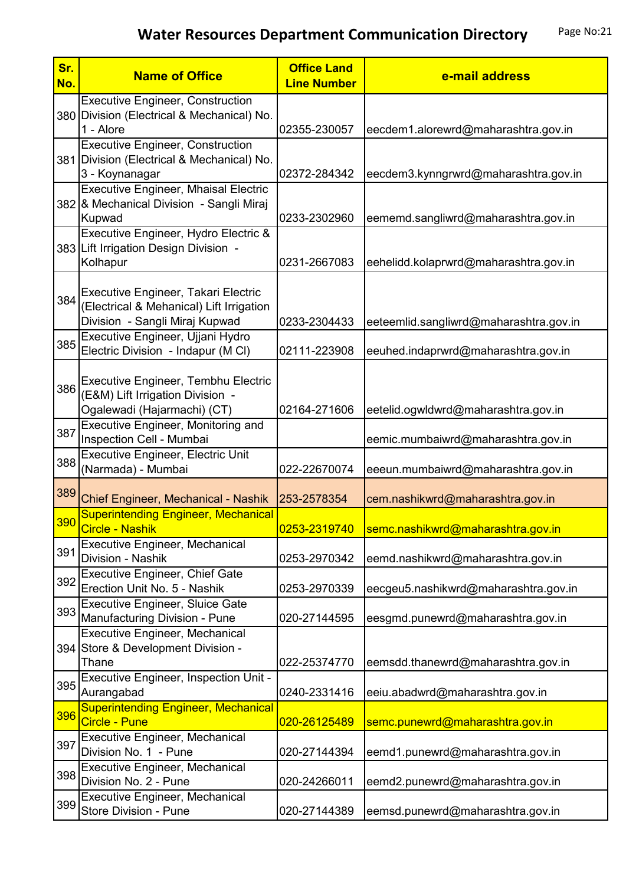# Water Resources Department Communication Directory

| Sr. No. | Name of Office | Office Land Line Number | e-mail address |
|---|---|---|---|
| 380 | Executive Engineer, Construction Division (Electrical & Mechanical) No. 1 - Alore | 02355-230057 | eecdem1.alorewrd@maharashtra.gov.in |
| 381 | Executive Engineer, Construction Division (Electrical & Mechanical) No. 3 - Koynanagar | 02372-284342 | eecdem3.kynngrwrd@maharashtra.gov.in |
| 382 | Executive Engineer, Mhaisal Electric & Mechanical Division - Sangli Miraj Kupwad | 0233-2302960 | eememd.sangliwrd@maharashtra.gov.in |
| 383 | Executive Engineer, Hydro Electric & Lift Irrigation Design Division - Kolhapur | 0231-2667083 | eehelidd.kolaprwrd@maharashtra.gov.in |
| 384 | Executive Engineer, Takari Electric (Electrical & Mehanical) Lift Irrigation Division - Sangli Miraj Kupwad | 0233-2304433 | eeteemlid.sangliwrd@maharashtra.gov.in |
| 385 | Executive Engineer, Ujjani Hydro Electric Division - Indapur (M Cl) | 02111-223908 | eeuhed.indaprwrd@maharashtra.gov.in |
| 386 | Executive Engineer, Tembhu Electric (E&M) Lift Irrigation Division - Ogalewadi (Hajarmachi) (CT) | 02164-271606 | eetelid.ogwldwrd@maharashtra.gov.in |
| 387 | Executive Engineer, Monitoring and Inspection Cell - Mumbai | | eemic.mumbaiwrd@maharashtra.gov.in |
| 388 | Executive Engineer, Electric Unit (Narmada) - Mumbai | 022-22670074 | eeeun.mumbaiwrd@maharashtra.gov.in |
| 389 | Chief Engineer, Mechanical - Nashik | 253-2578354 | cem.nashikwrd@maharashtra.gov.in |
| 390 | Superintending Engineer, Mechanical Circle - Nashik | 0253-2319740 | semc.nashikwrd@maharashtra.gov.in |
| 391 | Executive Engineer, Mechanical Division - Nashik | 0253-2970342 | eemd.nashikwrd@maharashtra.gov.in |
| 392 | Executive Engineer, Chief Gate Erection Unit No. 5 - Nashik | 0253-2970339 | eecgeu5.nashikwrd@maharashtra.gov.in |
| 393 | Executive Engineer, Sluice Gate Manufacturing Division - Pune | 020-27144595 | eesgmd.punewrd@maharashtra.gov.in |
| 394 | Executive Engineer, Mechanical Store & Development Division - Thane | 022-25374770 | eemsdd.thanewrd@maharashtra.gov.in |
| 395 | Executive Engineer, Inspection Unit - Aurangabad | 0240-2331416 | eeiu.abadwrd@maharashtra.gov.in |
| 396 | Superintending Engineer, Mechanical Circle - Pune | 020-26125489 | semc.punewrd@maharashtra.gov.in |
| 397 | Executive Engineer, Mechanical Division No. 1 - Pune | 020-27144394 | eemd1.punewrd@maharashtra.gov.in |
| 398 | Executive Engineer, Mechanical Division No. 2 - Pune | 020-24266011 | eemd2.punewrd@maharashtra.gov.in |
| 399 | Executive Engineer, Mechanical Store Division - Pune | 020-27144389 | eemsd.punewrd@maharashtra.gov.in |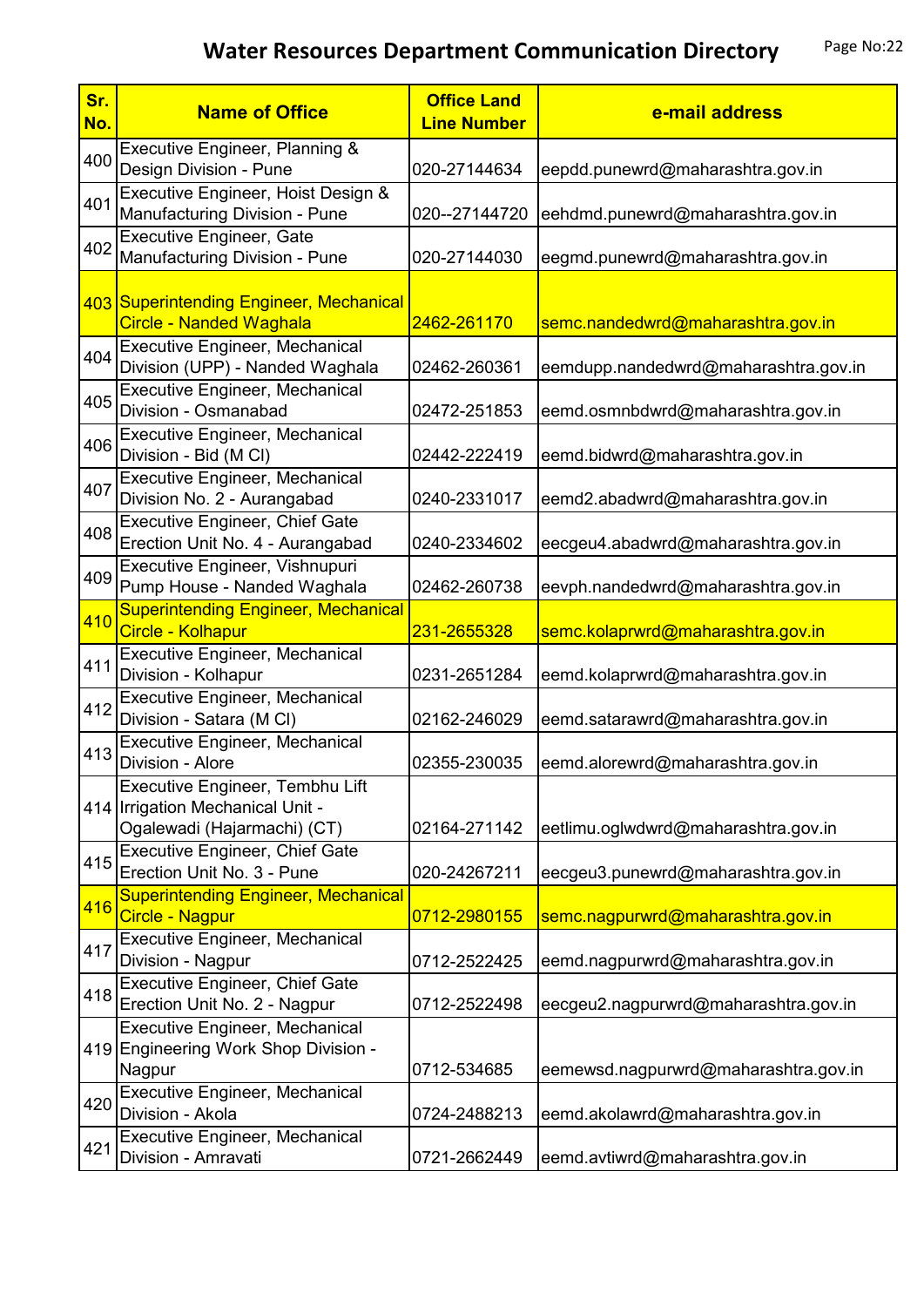# Water Resources Department Communication Directory

| Sr. No. | Name of Office | Office Land Line Number | e-mail address |
|---|---|---|---|
| 400 | Executive Engineer, Planning & Design Division - Pune | 020-27144634 | eepdd.punewrd@maharashtra.gov.in |
| 401 | Executive Engineer, Hoist Design & Manufacturing Division - Pune | 020--27144720 | eehdmd.punewrd@maharashtra.gov.in |
| 402 | Executive Engineer, Gate Manufacturing Division - Pune | 020-27144030 | eegmd.punewrd@maharashtra.gov.in |
| 403 | Superintending Engineer, Mechanical Circle - Nanded Waghala | 2462-261170 | semc.nandedwrd@maharashtra.gov.in |
| 404 | Executive Engineer, Mechanical Division (UPP) - Nanded Waghala | 02462-260361 | eemdupp.nandedwrd@maharashtra.gov.in |
| 405 | Executive Engineer, Mechanical Division - Osmanabad | 02472-251853 | eemd.osmnbdwrd@maharashtra.gov.in |
| 406 | Executive Engineer, Mechanical Division - Bid (M Cl) | 02442-222419 | eemd.bidwrd@maharashtra.gov.in |
| 407 | Executive Engineer, Mechanical Division No. 2 - Aurangabad | 0240-2331017 | eemd2.abadwrd@maharashtra.gov.in |
| 408 | Executive Engineer, Chief Gate Erection Unit No. 4 - Aurangabad | 0240-2334602 | eecgeu4.abadwrd@maharashtra.gov.in |
| 409 | Executive Engineer, Vishnupuri Pump House - Nanded Waghala | 02462-260738 | eevph.nandedwrd@maharashtra.gov.in |
| 410 | Superintending Engineer, Mechanical Circle - Kolhapur | 231-2655328 | semc.kolaprwrd@maharashtra.gov.in |
| 411 | Executive Engineer, Mechanical Division - Kolhapur | 0231-2651284 | eemd.kolaprwrd@maharashtra.gov.in |
| 412 | Executive Engineer, Mechanical Division - Satara (M Cl) | 02162-246029 | eemd.satarawrd@maharashtra.gov.in |
| 413 | Executive Engineer, Mechanical Division - Alore | 02355-230035 | eemd.alorewrd@maharashtra.gov.in |
| 414 | Executive Engineer, Tembhu Lift Irrigation Mechanical Unit - Ogalewadi (Hajarmachi) (CT) | 02164-271142 | eetlimu.oglwdwrd@maharashtra.gov.in |
| 415 | Executive Engineer, Chief Gate Erection Unit No. 3 - Pune | 020-24267211 | eecgeu3.punewrd@maharashtra.gov.in |
| 416 | Superintending Engineer, Mechanical Circle - Nagpur | 0712-2980155 | semc.nagpurwrd@maharashtra.gov.in |
| 417 | Executive Engineer, Mechanical Division - Nagpur | 0712-2522425 | eemd.nagpurwrd@maharashtra.gov.in |
| 418 | Executive Engineer, Chief Gate Erection Unit No. 2 - Nagpur | 0712-2522498 | eecgeu2.nagpurwrd@maharashtra.gov.in |
| 419 | Executive Engineer, Mechanical Engineering Work Shop Division - Nagpur | 0712-534685 | eemewsd.nagpurwrd@maharashtra.gov.in |
| 420 | Executive Engineer, Mechanical Division - Akola | 0724-2488213 | eemd.akolawrd@maharashtra.gov.in |
| 421 | Executive Engineer, Mechanical Division - Amravati | 0721-2662449 | eemd.avtiwrd@maharashtra.gov.in |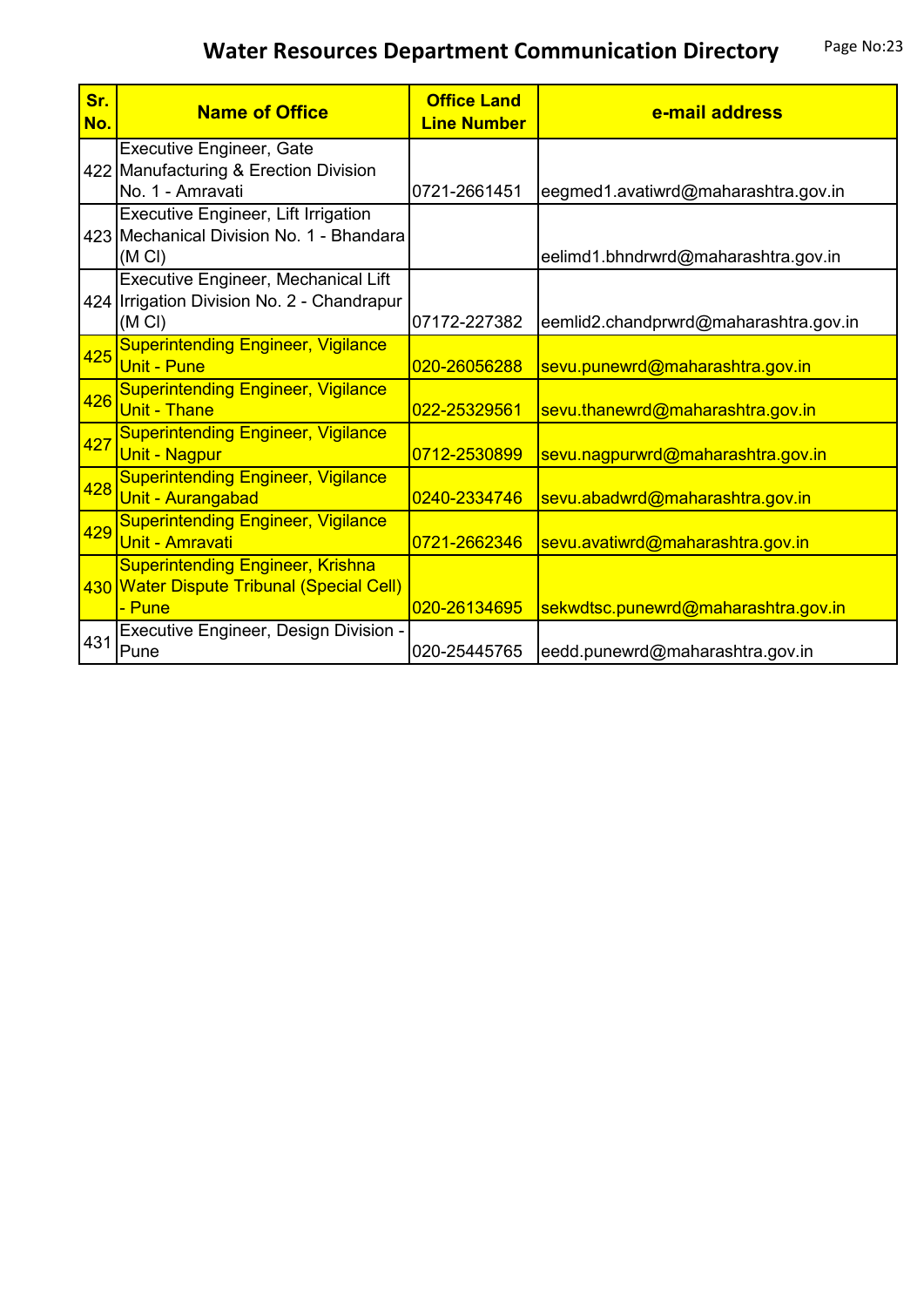| Sr. No. | Name of Office | Office Land Line Number | e-mail address |
|---|---|---|---|
| 422 | Executive Engineer, Gate Manufacturing & Erection Division No. 1 - Amravati | 0721-2661451 | eegmed1.avatiwrd@maharashtra.gov.in |
| 423 | Executive Engineer, Lift Irrigation Mechanical Division No. 1 - Bhandara (M CI) | | eelimd1.bhndrwrd@maharashtra.gov.in |
| 424 | Executive Engineer, Mechanical Lift Irrigation Division No. 2 - Chandrapur (M CI) | 07172-227382 | eemlid2.chandprwrd@maharashtra.gov.in |
| 425 | Superintending Engineer, Vigilance Unit - Pune | 020-26056288 | sevu.punewrd@maharashtra.gov.in |
| 426 | Superintending Engineer, Vigilance Unit - Thane | 022-25329561 | sevu.thanewrd@maharashtra.gov.in |
| 427 | Superintending Engineer, Vigilance Unit - Nagpur | 0712-2530899 | sevu.nagpurwrd@maharashtra.gov.in |
| 428 | Superintending Engineer, Vigilance Unit - Aurangabad | 0240-2334746 | sevu.abadwrd@maharashtra.gov.in |
| 429 | Superintending Engineer, Vigilance Unit - Amravati | 0721-2662346 | sevu.avatiwrd@maharashtra.gov.in |
| 430 | Superintending Engineer, Krishna Water Dispute Tribunal (Special Cell) - Pune | 020-26134695 | sekwdtsc.punewrd@maharashtra.gov.in |
| 431 | Executive Engineer, Design Division - Pune | 020-25445765 | eedd.punewrd@maharashtra.gov.in |